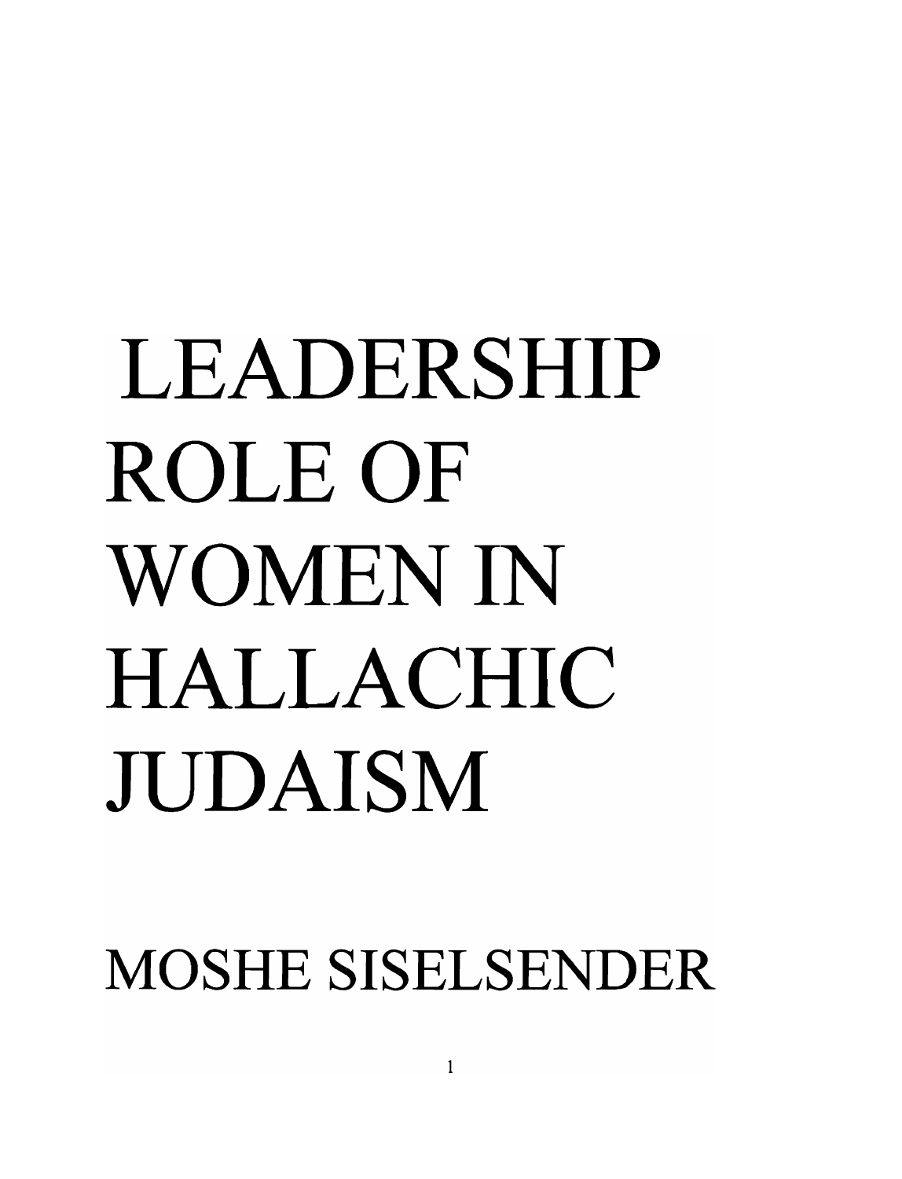# LEADERSHIP ROLE OF WOMEN IN HALLACHIC JUDAISM

MOSHE SISELSENDER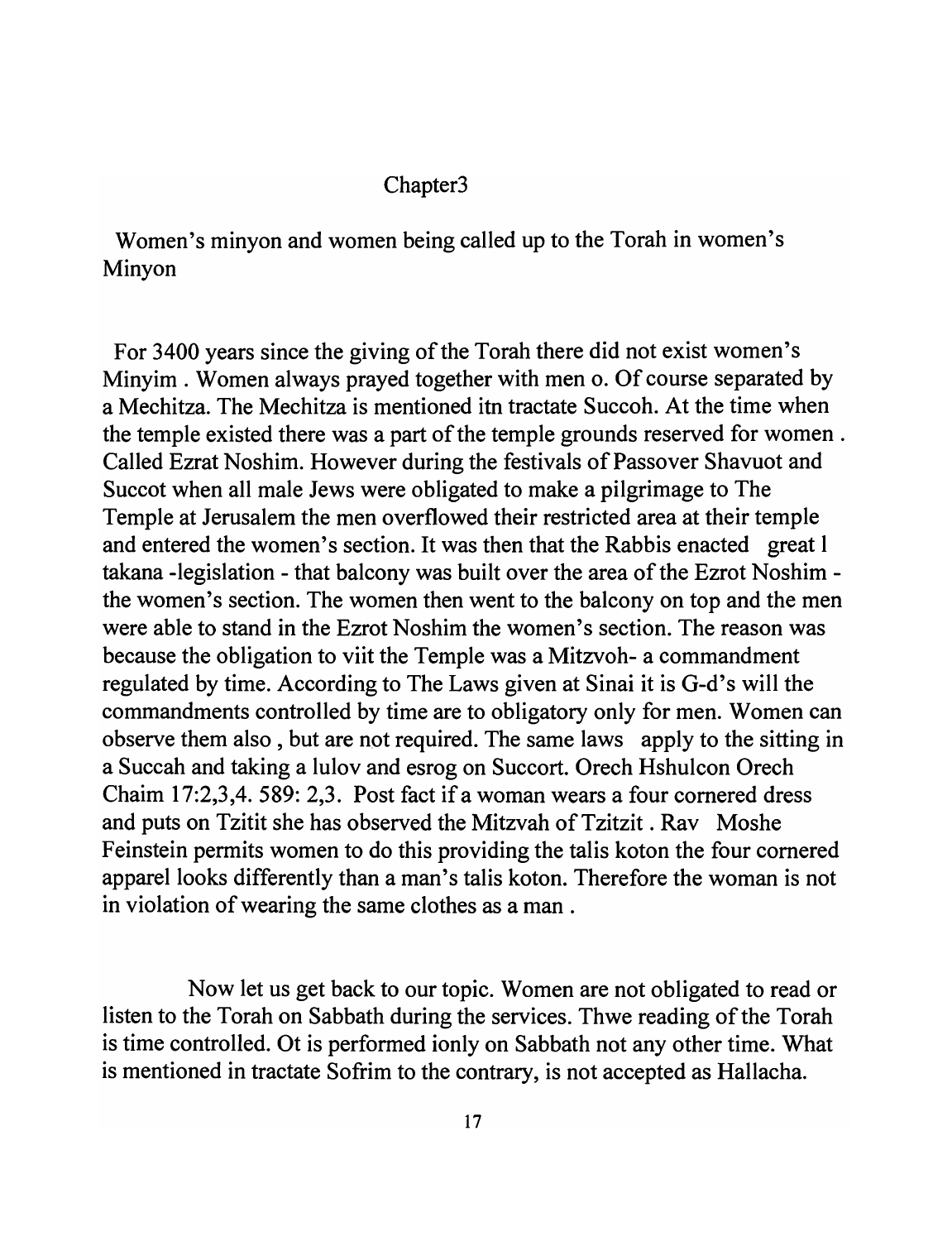Chapter3

Women's minyon and women being called up to the Torah in women's Minyon

For 3400 years since the giving of the Torah there did not exist women's Minyim . Women always prayed together with men o. Of course separated by a Mechitza. The Mechitza is mentioned itn tractate Succoh. At the time when the temple existed there was a part of the temple grounds reserved for women . Called Ezrat Noshim. However during the festivals of Passover Shavuot and Succot when all male Jews were obligated to make a pilgrimage to The Temple at Jerusalem the men overflowed their restricted area at their temple and entered the women's section. It was then that the Rabbis enacted great l takana -legislation - that balcony was built over the area of the Ezrot Noshim - the women's section. The women then went to the balcony on top and the men were able to stand in the Ezrot Noshim the women's section. The reason was because the obligation to viit the Temple was a Mitzvoh- a commandment regulated by time. According to The Laws given at Sinai it is G-d's will the commandments controlled by time are to obligatory only for men. Women can observe them also , but are not required. The same laws apply to the sitting in a Succah and taking a lulov and esrog on Succort. Orech Hshulcon Orech Chaim 17:2,3,4. 589: 2,3. Post fact if a woman wears a four cornered dress and puts on Tzitit she has observed the Mitzvah of Tzitzit . Rav Moshe Feinstein permits women to do this providing the talis koton the four cornered apparel looks differently than a man's talis koton. Therefore the woman is not in violation of wearing the same clothes as a man .

Now let us get back to our topic. Women are not obligated to read or listen to the Torah on Sabbath during the services. Thwe reading of the Torah is time controlled. Ot is performed ionly on Sabbath not any other time. What is mentioned in tractate Sofrim to the contrary, is not accepted as Hallacha.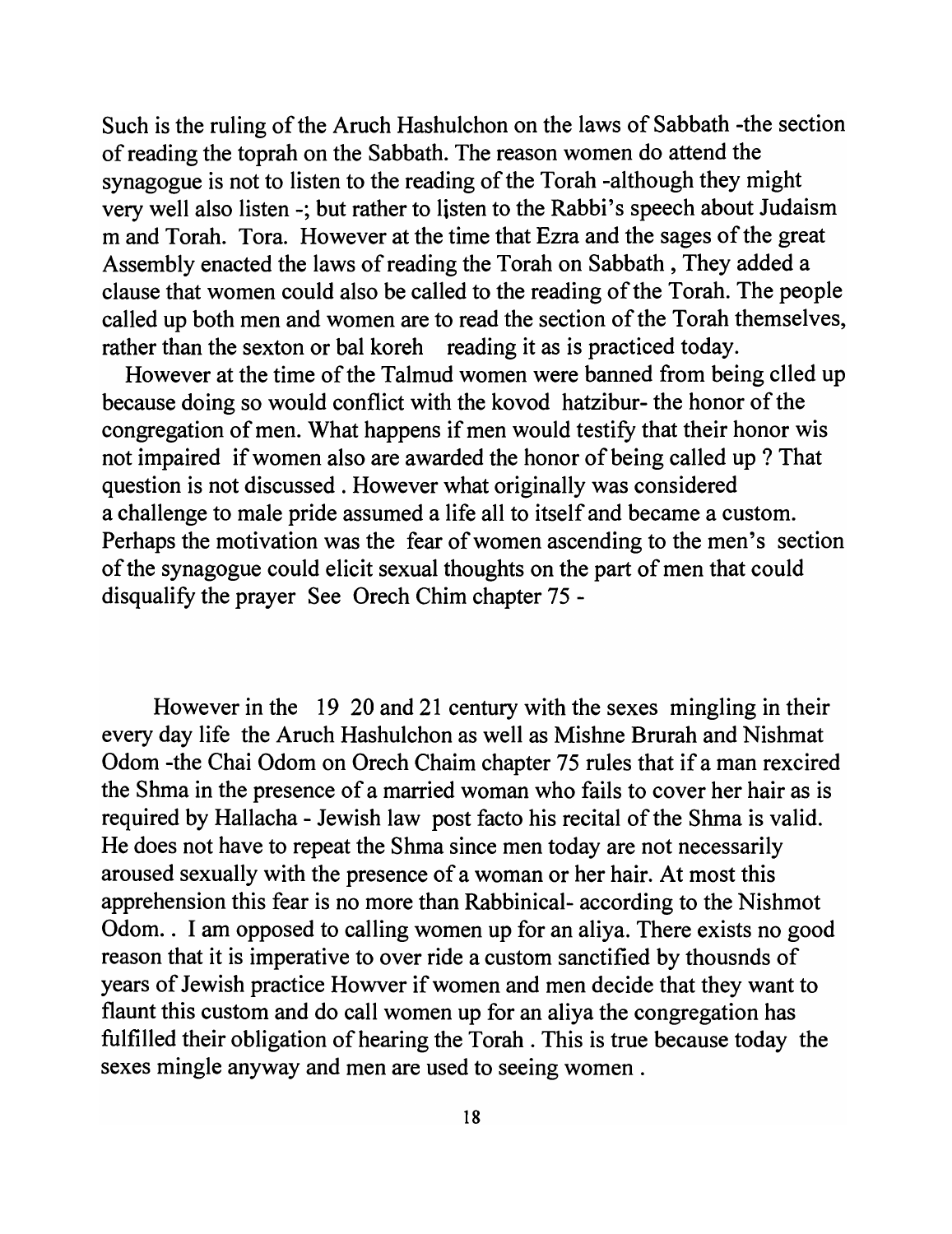Such is the ruling of the Aruch Hashulchon on the laws of Sabbath -the section of reading the toprah on the Sabbath. The reason women do attend the synagogue is not to listen to the reading of the Torah -although they might very well also listen -; but rather to listen to the Rabbi's speech about Judaism m and Torah. Tora. However at the time that Ezra and the sages of the great Assembly enacted the laws of reading the Torah on Sabbath , They added a clause that women could also be called to the reading of the Torah. The people called up both men and women are to read the section of the Torah themselves, rather than the sexton or bal koreh reading it as is practiced today.

However at the time of the Talmud women were banned from being clled up because doing so would conflict with the kovod hatzibur- the honor of the congregation of men. What happens if men would testify that their honor wis not impaired if women also are awarded the honor of being called up ? That question is not discussed . However what originally was considered a challenge to male pride assumed a life all to itself and became a custom. Perhaps the motivation was the fear of women ascending to the men's section of the synagogue could elicit sexual thoughts on the part of men that could disqualify the prayer See Orech Chim chapter 75 -

However in the 19 20 and 21 century with the sexes mingling in their every day life the Aruch Hashulchon as well as Mishne Brurah and Nishmat Odom -the Chai Odom on Orech Chaim chapter 75 rules that if a man rexcired the Shma in the presence of a married woman who fails to cover her hair as is required by Hallacha - Jewish law post facto his recital of the Shma is valid. He does not have to repeat the Shma since men today are not necessarily aroused sexually with the presence of a woman or her hair. At most this apprehension this fear is no more than Rabbinical- according to the Nishmot Odom. . I am opposed to calling women up for an aliya. There exists no good reason that it is imperative to over ride a custom sanctified by thousnds of years of Jewish practice Howver if women and men decide that they want to flaunt this custom and do call women up for an aliya the congregation has fulfilled their obligation of hearing the Torah . This is true because today the sexes mingle anyway and men are used to seeing women .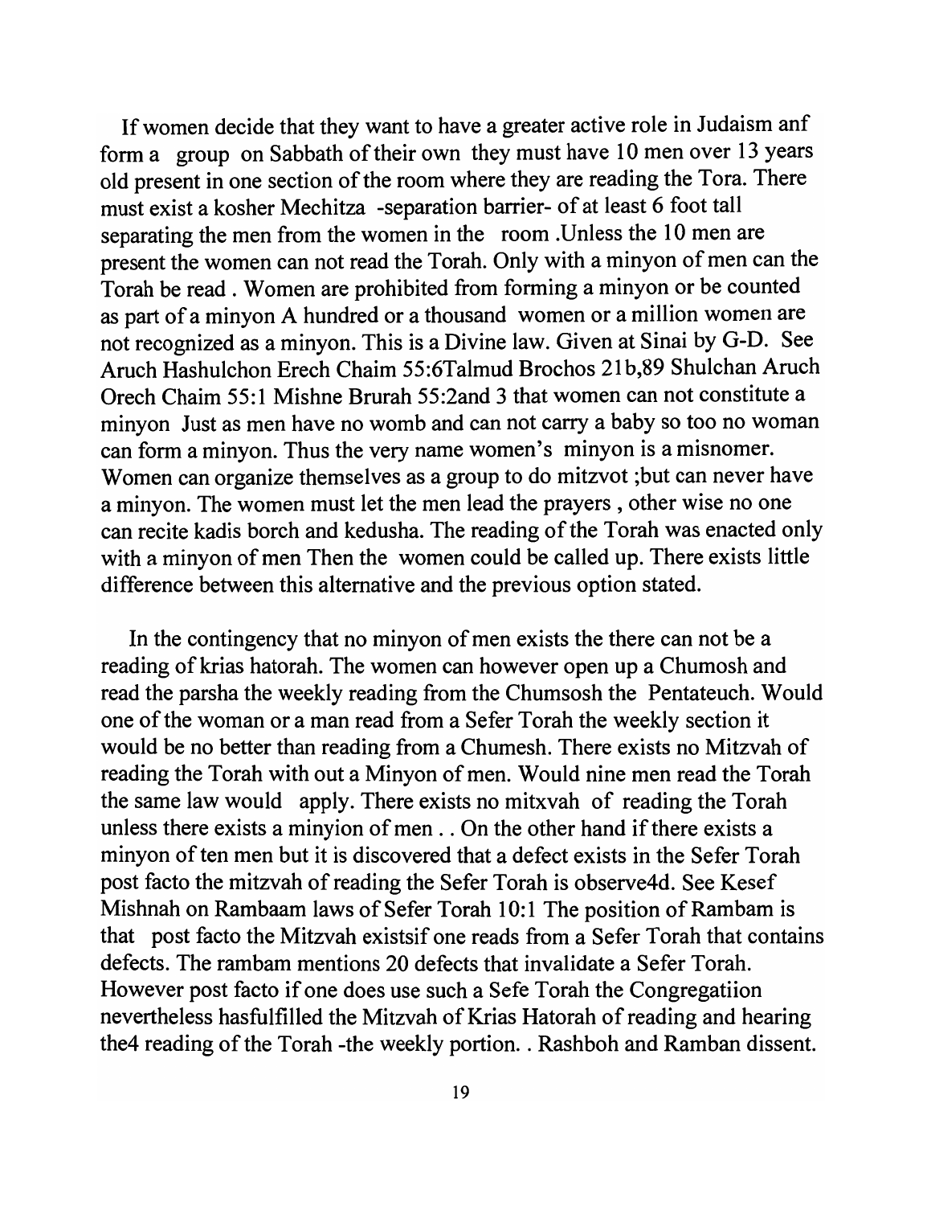If women decide that they want to have a greater active role in Judaism anf form a group on Sabbath of their own they must have 10 men over 13 years old present in one section of the room where they are reading the Tora. There must exist a kosher Mechitza -separation barrier- of at least 6 foot tall separating the men from the women in the room .Unless the 10 men are present the women can not read the Torah. Only with a minyon of men can the Torah be read . Women are prohibited from forming a minyon or be counted as part of a minyon A hundred or a thousand women or a million women are not recognized as a minyon. This is a Divine law. Given at Sinai by G-D. See Aruch Hashulchon Erech Chaim 55:6Talmud Brochos 21b,89 Shulchan Aruch Orech Chaim 55:1 Mishne Brurah 55:2and 3 that women can not constitute a minyon Just as men have no womb and can not carry a baby so too no woman can form a minyon. Thus the very name women's minyon is a misnomer. Women can organize themselves as a group to do mitzvot ;but can never have a minyon. The women must let the men lead the prayers , other wise no one can recite kadis borch and kedusha. The reading of the Torah was enacted only with a minyon of men Then the women could be called up. There exists little difference between this alternative and the previous option stated.

In the contingency that no minyon of men exists the there can not be a reading of krias hatorah. The women can however open up a Chumosh and read the parsha the weekly reading from the Chumsosh the Pentateuch. Would one of the woman or a man read from a Sefer Torah the weekly section it would be no better than reading from a Chumesh. There exists no Mitzvah of reading the Torah with out a Minyon of men. Would nine men read the Torah the same law would apply. There exists no mitxvah of reading the Torah unless there exists a minyion of men . . On the other hand if there exists a minyon of ten men but it is discovered that a defect exists in the Sefer Torah post facto the mitzvah of reading the Sefer Torah is observe4d. See Kesef Mishnah on Rambaam laws of Sefer Torah 10:1 The position of Rambam is that post facto the Mitzvah existsif one reads from a Sefer Torah that contains defects. The rambam mentions 20 defects that invalidate a Sefer Torah. However post facto if one does use such a Sefe Torah the Congregatiion nevertheless hasfulfilled the Mitzvah of Krias Hatorah of reading and hearing the4 reading of the Torah -the weekly portion. . Rashboh and Ramban dissent.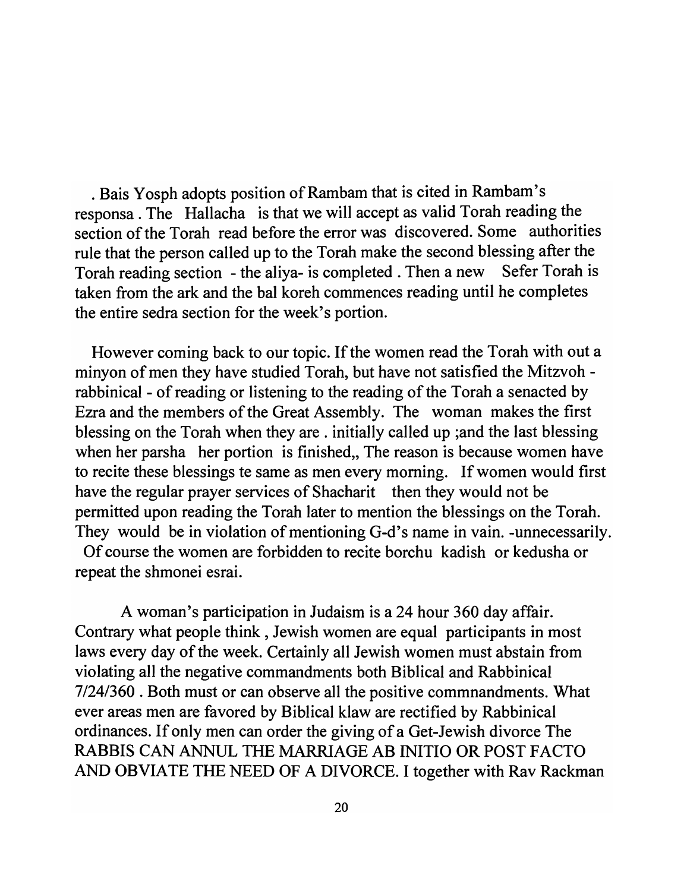. Bais Yosph adopts position of Rambam that is cited in Rambam's responsa . The Hallacha is that we will accept as valid Torah reading the section of the Torah read before the error was discovered. Some authorities rule that the person called up to the Torah make the second blessing after the Torah reading section - the aliya- is completed . Then a new Sefer Torah is taken from the ark and the bal koreh commences reading until he completes the entire sedra section for the week's portion.

However coming back to our topic. If the women read the Torah with out a minyon of men they have studied Torah, but have not satisfied the Mitzvoh - rabbinical - of reading or listening to the reading of the Torah a senacted by Ezra and the members of the Great Assembly. The woman makes the first blessing on the Torah when they are . initially called up ;and the last blessing when her parsha her portion is finished,, The reason is because women have to recite these blessings te same as men every morning. If women would first have the regular prayer services of Shacharit then they would not be permitted upon reading the Torah later to mention the blessings on the Torah. They would be in violation of mentioning G-d's name in vain. -unnecessarily. Of course the women are forbidden to recite borchu kadish or kedusha or repeat the shmonei esrai.

A woman's participation in Judaism is a 24 hour 360 day affair. Contrary what people think , Jewish women are equal participants in most laws every day of the week. Certainly all Jewish women must abstain from violating all the negative commandments both Biblical and Rabbinical 7/24/360 . Both must or can observe all the positive commnandments. What ever areas men are favored by Biblical klaw are rectified by Rabbinical ordinances. If only men can order the giving of a Get-Jewish divorce The RABBIS CAN ANNUL THE MARRIAGE AB INITIO OR POST FACTO AND OBVIATE THE NEED OF A DIVORCE. I together with Rav Rackman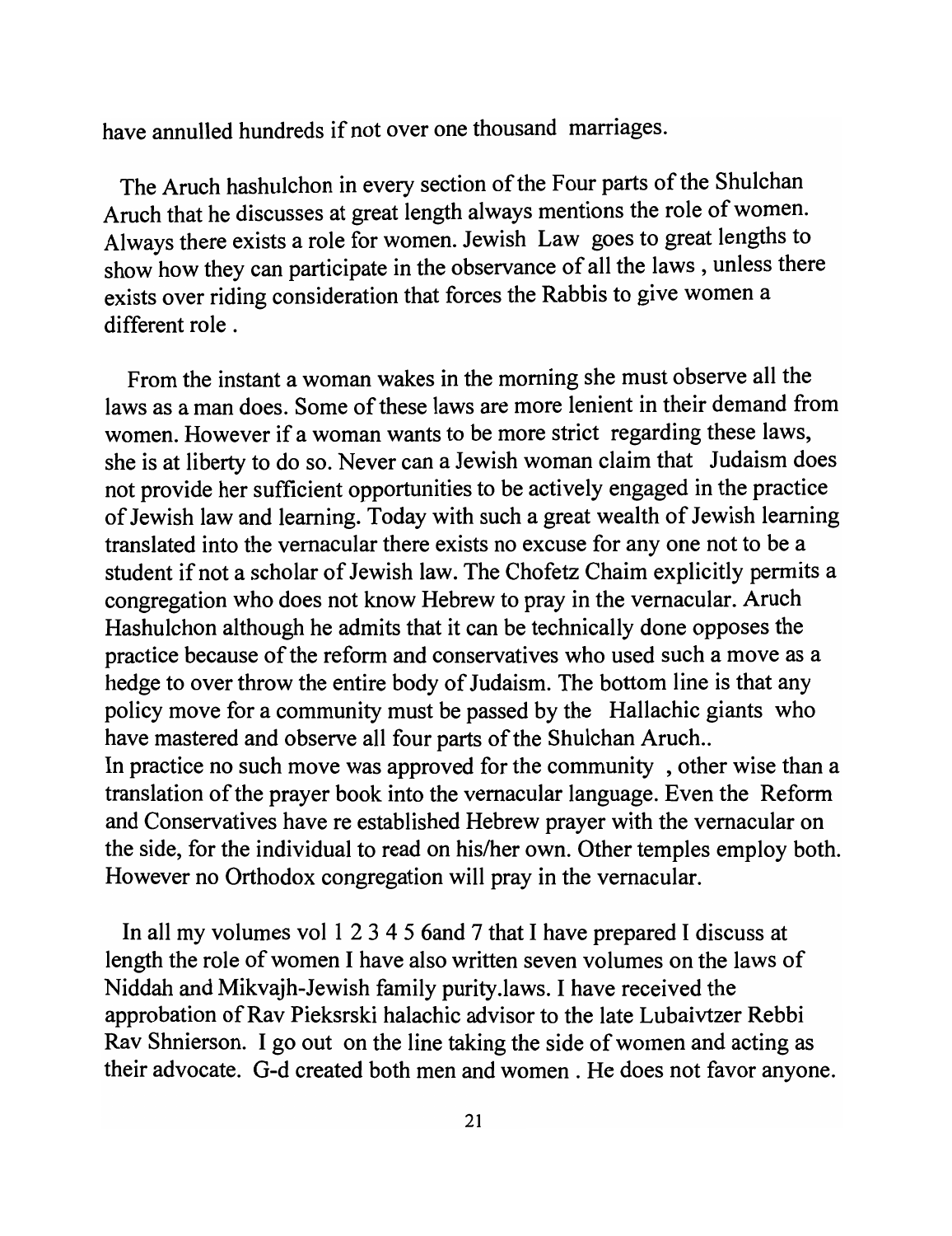have annulled hundreds if not over one thousand marriages.

The Aruch hashulchon in every section of the Four parts of the Shulchan Aruch that he discusses at great length always mentions the role of women. Always there exists a role for women. Jewish Law goes to great lengths to show how they can participate in the observance of all the laws , unless there exists over riding consideration that forces the Rabbis to give women a different role .

From the instant a woman wakes in the morning she must observe all the laws as a man does. Some of these laws are more lenient in their demand from women. However if a woman wants to be more strict regarding these laws, she is at liberty to do so. Never can a Jewish woman claim that Judaism does not provide her sufficient opportunities to be actively engaged in the practice of Jewish law and learning. Today with such a great wealth of Jewish learning translated into the vernacular there exists no excuse for any one not to be a student if not a scholar of Jewish law. The Chofetz Chaim explicitly permits a congregation who does not know Hebrew to pray in the vernacular. Aruch Hashulchon although he admits that it can be technically done opposes the practice because of the reform and conservatives who used such a move as a hedge to over throw the entire body of Judaism. The bottom line is that any policy move for a community must be passed by the Hallachic giants who have mastered and observe all four parts of the Shulchan Aruch..
In practice no such move was approved for the community , other wise than a translation of the prayer book into the vernacular language. Even the Reform and Conservatives have re established Hebrew prayer with the vernacular on the side, for the individual to read on his/her own. Other temples employ both. However no Orthodox congregation will pray in the vernacular.

In all my volumes vol 1 2 3 4 5 6and 7 that I have prepared I discuss at length the role of women I have also written seven volumes on the laws of Niddah and Mikvajh-Jewish family purity.laws. I have received the approbation of Rav Pieksrski halachic advisor to the late Lubaivtzer Rebbi Rav Shnierson. I go out on the line taking the side of women and acting as their advocate. G-d created both men and women . He does not favor anyone.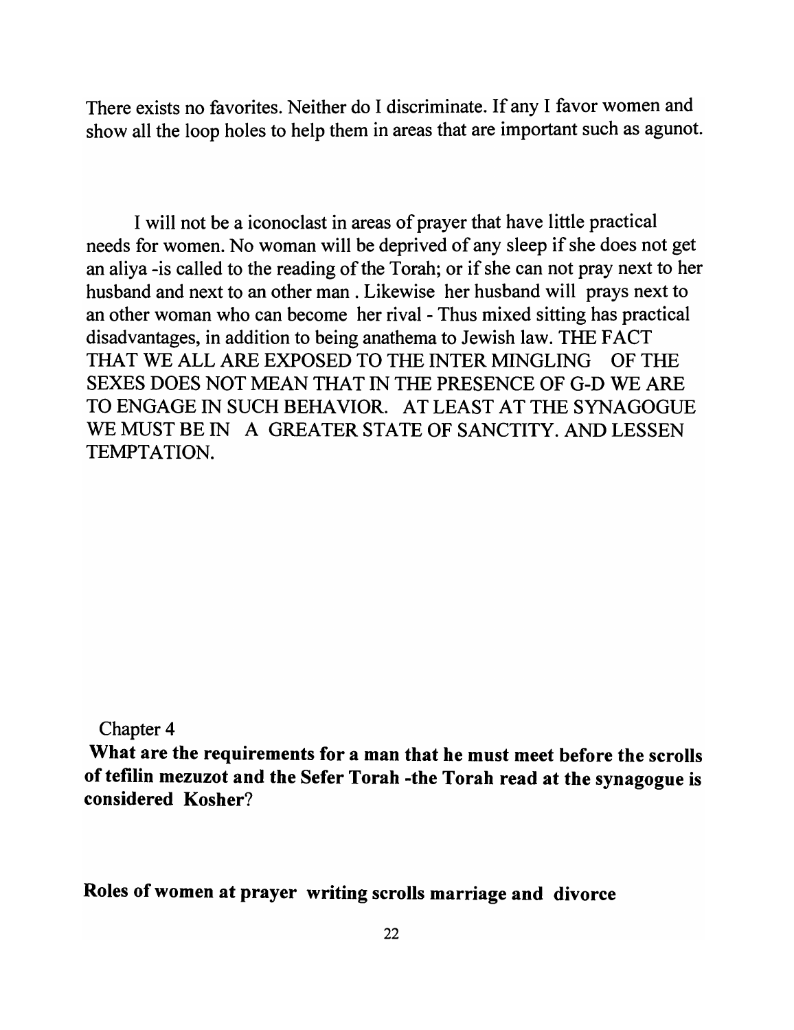There exists no favorites. Neither do I discriminate. If any I favor women and show all the loop holes to help them in areas that are important such as agunot.

I will not be a iconoclast in areas of prayer that have little practical needs for women. No woman will be deprived of any sleep if she does not get an aliya -is called to the reading of the Torah; or if she can not pray next to her husband and next to an other man . Likewise her husband will prays next to an other woman who can become her rival - Thus mixed sitting has practical disadvantages, in addition to being anathema to Jewish law. THE FACT THAT WE ALL ARE EXPOSED TO THE INTER MINGLING OF THE SEXES DOES NOT MEAN THAT IN THE PRESENCE OF G-D WE ARE TO ENGAGE IN SUCH BEHAVIOR. AT LEAST AT THE SYNAGOGUE WE MUST BE IN A GREATER STATE OF SANCTITY. AND LESSEN TEMPTATION.

## Chapter 4

**What are the requirements for a man that he must meet before the scrolls of tefilin mezuzot and the Sefer Torah -the Torah read at the synagogue is considered Kosher?**

**Roles of women at prayer writing scrolls marriage and divorce**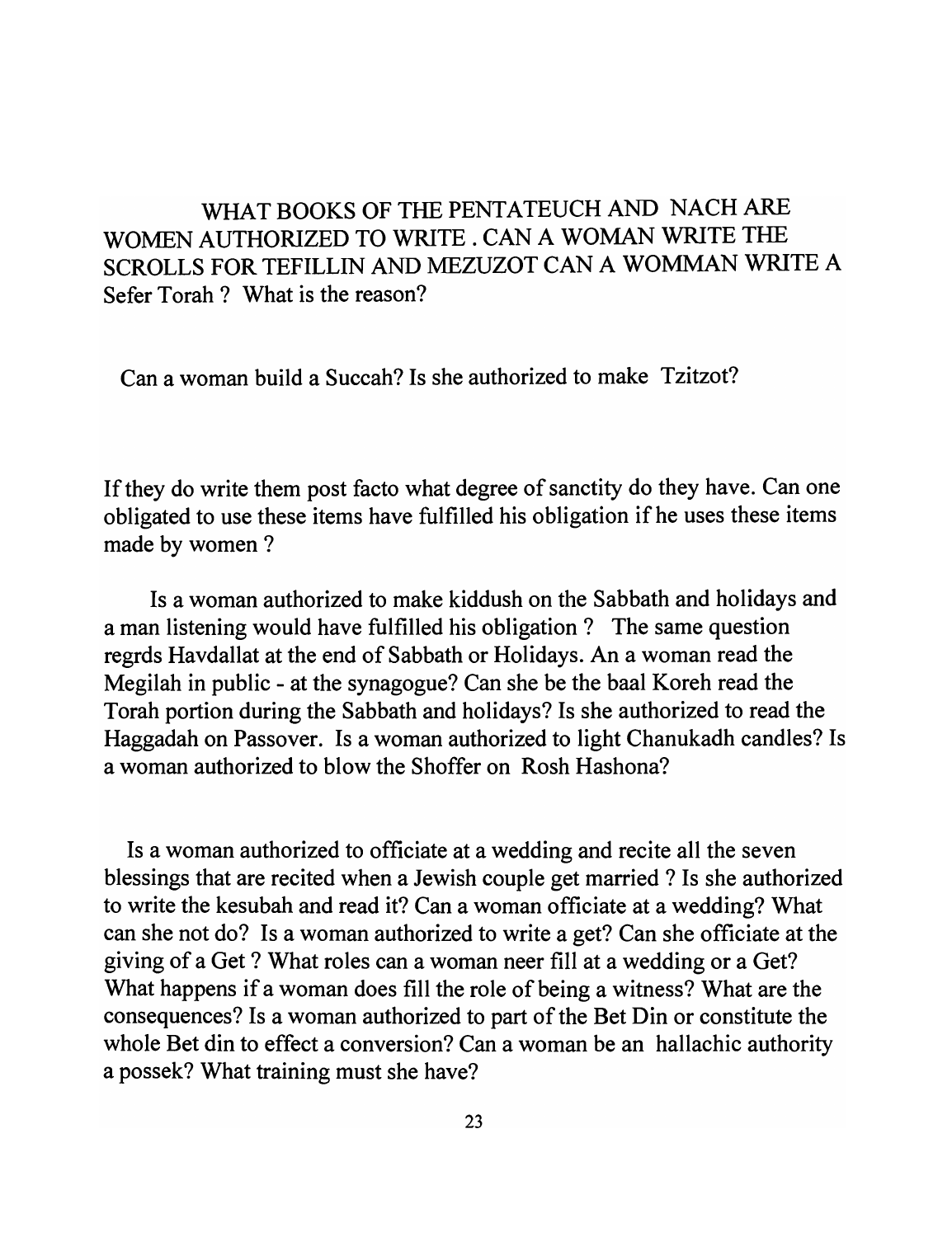WHAT BOOKS OF THE PENTATEUCH AND NACH ARE WOMEN AUTHORIZED TO WRITE . CAN A WOMAN WRITE THE SCROLLS FOR TEFILLIN AND MEZUZOT CAN A WOMMAN WRITE A Sefer Torah ? What is the reason?

Can a woman build a Succah? Is she authorized to make Tzitzot?

If they do write them post facto what degree of sanctity do they have. Can one obligated to use these items have fulfilled his obligation if he uses these items made by women ?

Is a woman authorized to make kiddush on the Sabbath and holidays and a man listening would have fulfilled his obligation ? The same question regrds Havdallat at the end of Sabbath or Holidays. An a woman read the Megilah in public - at the synagogue? Can she be the baal Koreh read the Torah portion during the Sabbath and holidays? Is she authorized to read the Haggadah on Passover. Is a woman authorized to light Chanukadh candles? Is a woman authorized to blow the Shoffer on Rosh Hashona?

Is a woman authorized to officiate at a wedding and recite all the seven blessings that are recited when a Jewish couple get married ? Is she authorized to write the kesubah and read it? Can a woman officiate at a wedding? What can she not do? Is a woman authorized to write a get? Can she officiate at the giving of a Get ? What roles can a woman neer fill at a wedding or a Get? What happens if a woman does fill the role of being a witness? What are the consequences? Is a woman authorized to part of the Bet Din or constitute the whole Bet din to effect a conversion? Can a woman be an hallachic authority a possek? What training must she have?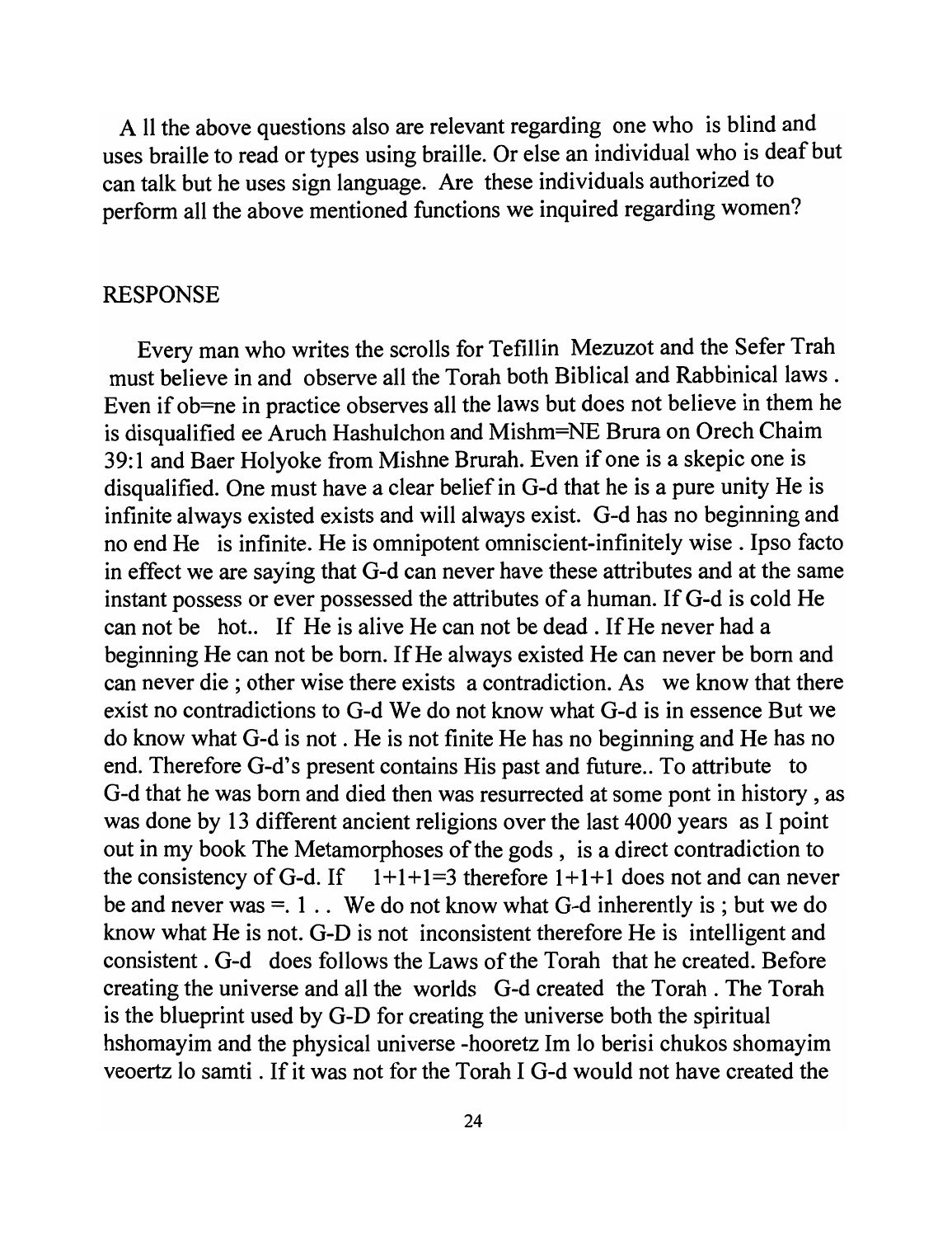A ll the above questions also are relevant regarding one who is blind and uses braille to read or types using braille. Or else an individual who is deaf but can talk but he uses sign language. Are these individuals authorized to perform all the above mentioned functions we inquired regarding women?

## RESPONSE

Every man who writes the scrolls for Tefillin Mezuzot and the Sefer Trah must believe in and observe all the Torah both Biblical and Rabbinical laws . Even if ob=ne in practice observes all the laws but does not believe in them he is disqualified ee Aruch Hashulchon and Mishm=NE Brura on Orech Chaim 39:1 and Baer Holyoke from Mishne Brurah. Even if one is a skepic one is disqualified. One must have a clear belief in G-d that he is a pure unity He is infinite always existed exists and will always exist. G-d has no beginning and no end He is infinite. He is omnipotent omniscient-infinitely wise . Ipso facto in effect we are saying that G-d can never have these attributes and at the same instant possess or ever possessed the attributes of a human. If G-d is cold He can not be hot.. If He is alive He can not be dead . If He never had a beginning He can not be born. If He always existed He can never be born and can never die ; other wise there exists a contradiction. As we know that there exist no contradictions to G-d We do not know what G-d is in essence But we do know what G-d is not . He is not finite He has no beginning and He has no end. Therefore G-d's present contains His past and future.. To attribute to G-d that he was born and died then was resurrected at some pont in history , as was done by 13 different ancient religions over the last 4000 years as I point out in my book The Metamorphoses of the gods , is a direct contradiction to the consistency of G-d. If 1+1+1=3 therefore 1+1+1 does not and can never be and never was =. 1 . . We do not know what G-d inherently is ; but we do know what He is not. G-D is not inconsistent therefore He is intelligent and consistent . G-d does follows the Laws of the Torah that he created. Before creating the universe and all the worlds G-d created the Torah . The Torah is the blueprint used by G-D for creating the universe both the spiritual hshomayim and the physical universe -hooretz Im lo berisi chukos shomayim veoertz lo samti . If it was not for the Torah I G-d would not have created the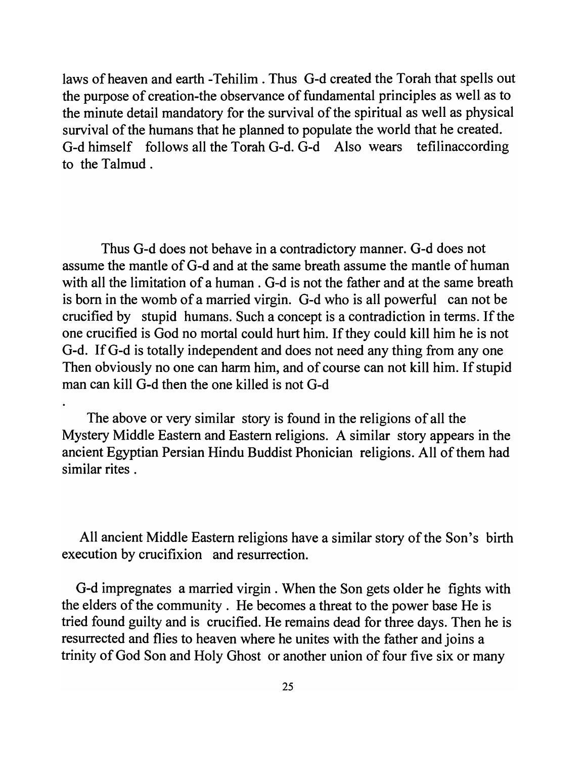laws of heaven and earth -Tehilim . Thus G-d created the Torah that spells out the purpose of creation-the observance of fundamental principles as well as to the minute detail mandatory for the survival of the spiritual as well as physical survival of the humans that he planned to populate the world that he created. G-d himself follows all the Torah G-d. G-d Also wears tefilinaccording to the Talmud .

Thus G-d does not behave in a contradictory manner. G-d does not assume the mantle of G-d and at the same breath assume the mantle of human with all the limitation of a human . G-d is not the father and at the same breath is born in the womb of a married virgin. G-d who is all powerful can not be crucified by stupid humans. Such a concept is a contradiction in terms. If the one crucified is God no mortal could hurt him. If they could kill him he is not G-d. If G-d is totally independent and does not need any thing from any one Then obviously no one can harm him, and of course can not kill him. If stupid man can kill G-d then the one killed is not G-d

.

The above or very similar story is found in the religions of all the Mystery Middle Eastern and Eastern religions. A similar story appears in the ancient Egyptian Persian Hindu Buddist Phonician religions. All of them had similar rites .

All ancient Middle Eastern religions have a similar story of the Son's birth execution by crucifixion and resurrection.

G-d impregnates a married virgin . When the Son gets older he fights with the elders of the community . He becomes a threat to the power base He is tried found guilty and is crucified. He remains dead for three days. Then he is resurrected and flies to heaven where he unites with the father and joins a trinity of God Son and Holy Ghost or another union of four five six or many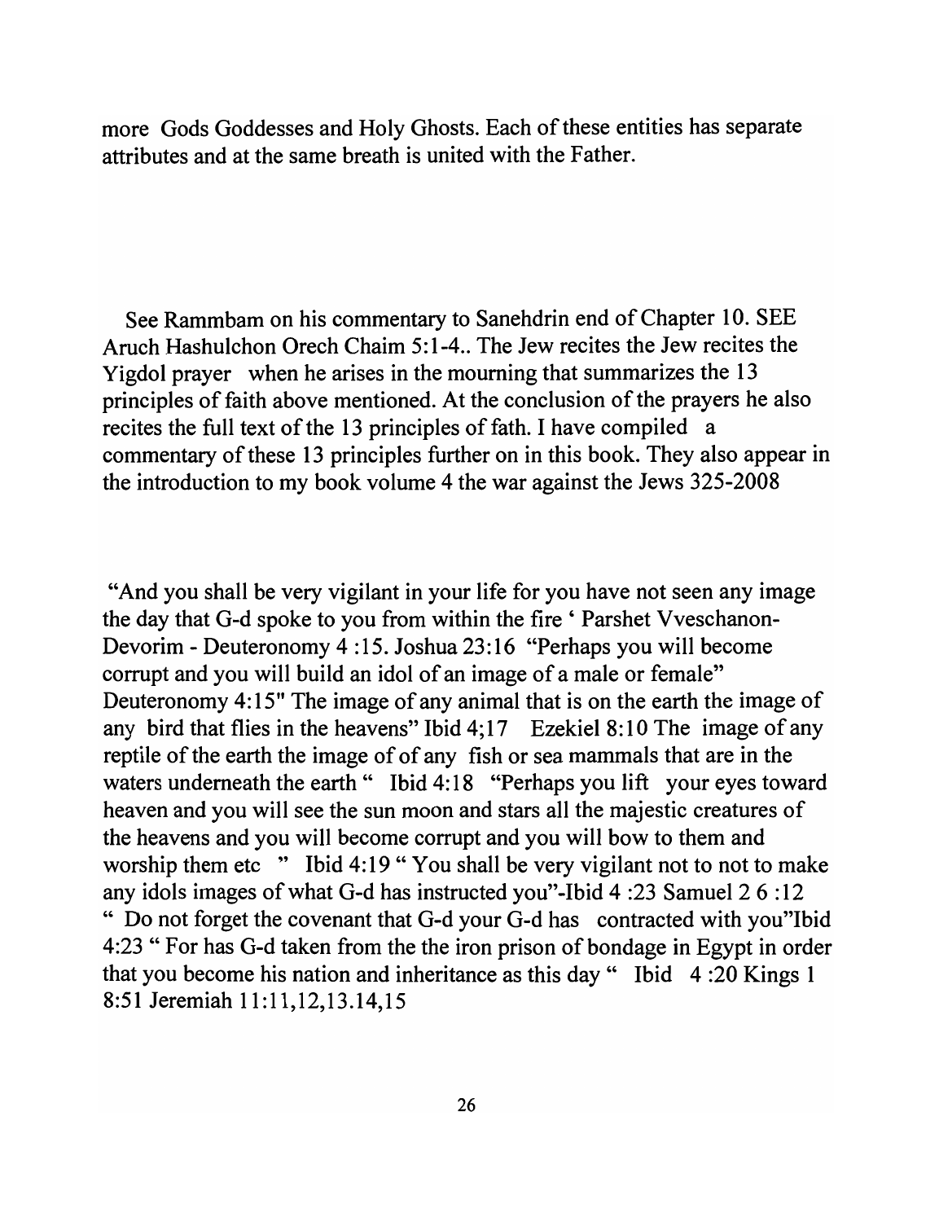more Gods Goddesses and Holy Ghosts. Each of these entities has separate attributes and at the same breath is united with the Father.

See Rammbam on his commentary to Sanehdrin end of Chapter 10. SEE Aruch Hashulchon Orech Chaim 5:1-4.. The Jew recites the Jew recites the Yigdol prayer when he arises in the mourning that summarizes the 13 principles of faith above mentioned. At the conclusion of the prayers he also recites the full text of the 13 principles of fath. I have compiled a commentary of these 13 principles further on in this book. They also appear in the introduction to my book volume 4 the war against the Jews 325-2008

"And you shall be very vigilant in your life for you have not seen any image the day that G-d spoke to you from within the fire ' Parshet Vveschanon- Devorim - Deuteronomy 4 :15. Joshua 23:16 "Perhaps you will become corrupt and you will build an idol of an image of a male or female" Deuteronomy 4:15" The image of any animal that is on the earth the image of any bird that flies in the heavens" Ibid 4;17 Ezekiel 8:10 The image of any reptile of the earth the image of of any fish or sea mammals that are in the waters underneath the earth " Ibid 4:18 "Perhaps you lift your eyes toward heaven and you will see the sun moon and stars all the majestic creatures of the heavens and you will become corrupt and you will bow to them and worship them etc " Ibid 4:19 " You shall be very vigilant not to not to make any idols images of what G-d has instructed you"-Ibid 4 :23 Samuel 2 6 :12 " Do not forget the covenant that G-d your G-d has contracted with you"Ibid 4:23 " For has G-d taken from the the iron prison of bondage in Egypt in order that you become his nation and inheritance as this day " Ibid 4 :20 Kings 1 8:51 Jeremiah 11:11,12,13.14,15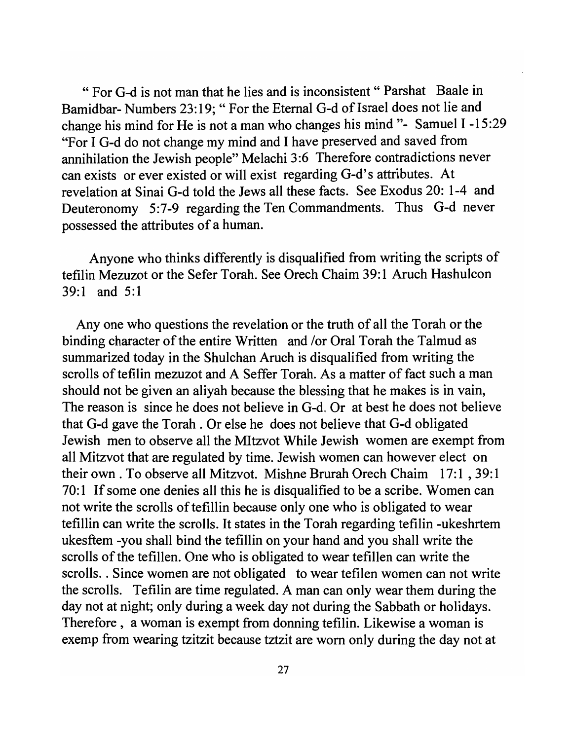" For G-d is not man that he lies and is inconsistent " Parshat Baale in Bamidbar- Numbers 23:19; " For the Eternal G-d of Israel does not lie and change his mind for He is not a man who changes his mind "- Samuel I -15:29 "For I G-d do not change my mind and I have preserved and saved from annihilation the Jewish people" Melachi 3:6 Therefore contradictions never can exists or ever existed or will exist regarding G-d's attributes. At revelation at Sinai G-d told the Jews all these facts. See Exodus 20: 1-4 and Deuteronomy 5:7-9 regarding the Ten Commandments. Thus G-d never possessed the attributes of a human.

Anyone who thinks differently is disqualified from writing the scripts of tefilin Mezuzot or the Sefer Torah. See Orech Chaim 39:1 Aruch Hashulcon 39:1 and 5:1

Any one who questions the revelation or the truth of all the Torah or the binding character of the entire Written and /or Oral Torah the Talmud as summarized today in the Shulchan Aruch is disqualified from writing the scrolls of tefilin mezuzot and A Seffer Torah. As a matter of fact such a man should not be given an aliyah because the blessing that he makes is in vain, The reason is since he does not believe in G-d. Or at best he does not believe that G-d gave the Torah . Or else he does not believe that G-d obligated Jewish men to observe all the MItzvot While Jewish women are exempt from all Mitzvot that are regulated by time. Jewish women can however elect on their own . To observe all Mitzvot. Mishne Brurah Orech Chaim 17:1 , 39:1 70:1 If some one denies all this he is disqualified to be a scribe. Women can not write the scrolls of tefillin because only one who is obligated to wear tefillin can write the scrolls. It states in the Torah regarding tefilin -ukeshrtem ukesftem -you shall bind the tefillin on your hand and you shall write the scrolls of the tefillen. One who is obligated to wear tefillen can write the scrolls. . Since women are not obligated to wear tefilen women can not write the scrolls. Tefilin are time regulated. A man can only wear them during the day not at night; only during a week day not during the Sabbath or holidays. Therefore , a woman is exempt from donning tefilin. Likewise a woman is exemp from wearing tzitzit because tztzit are worn only during the day not at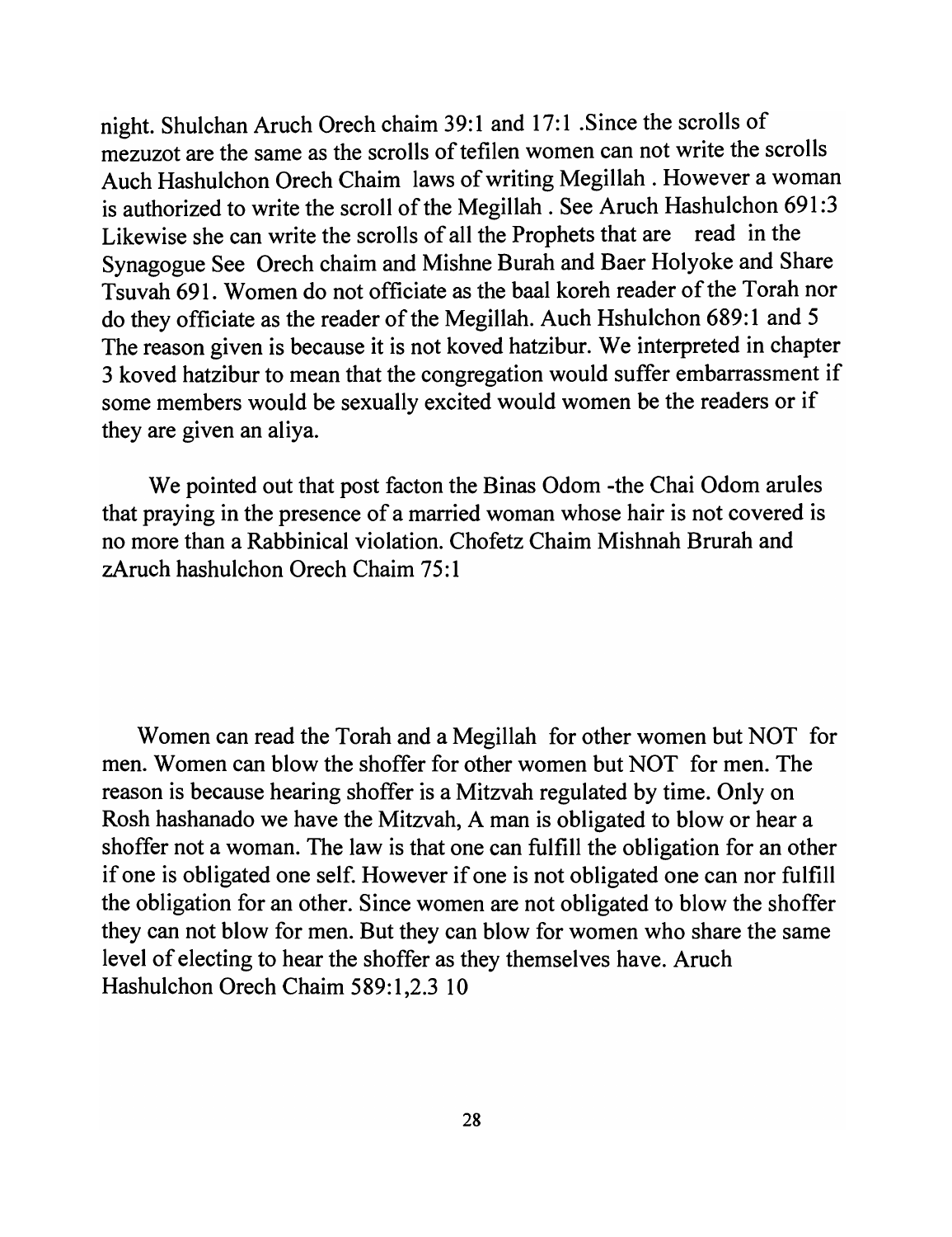night. Shulchan Aruch Orech chaim 39:1 and 17:1 .Since the scrolls of mezuzot are the same as the scrolls of tefilen women can not write the scrolls Auch Hashulchon Orech Chaim laws of writing Megillah . However a woman is authorized to write the scroll of the Megillah . See Aruch Hashulchon 691:3 Likewise she can write the scrolls of all the Prophets that are read in the Synagogue See Orech chaim and Mishne Burah and Baer Holyoke and Share Tsuvah 691. Women do not officiate as the baal koreh reader of the Torah nor do they officiate as the reader of the Megillah. Auch Hshulchon 689:1 and 5 The reason given is because it is not koved hatzibur. We interpreted in chapter 3 koved hatzibur to mean that the congregation would suffer embarrassment if some members would be sexually excited would women be the readers or if they are given an aliya.

We pointed out that post facton the Binas Odom -the Chai Odom arules that praying in the presence of a married woman whose hair is not covered is no more than a Rabbinical violation. Chofetz Chaim Mishnah Brurah and zAruch hashulchon Orech Chaim 75:1

Women can read the Torah and a Megillah for other women but NOT for men. Women can blow the shoffer for other women but NOT for men. The reason is because hearing shoffer is a Mitzvah regulated by time. Only on Rosh hashanado we have the Mitzvah, A man is obligated to blow or hear a shoffer not a woman. The law is that one can fulfill the obligation for an other if one is obligated one self. However if one is not obligated one can nor fulfill the obligation for an other. Since women are not obligated to blow the shoffer they can not blow for men. But they can blow for women who share the same level of electing to hear the shoffer as they themselves have. Aruch Hashulchon Orech Chaim 589:1,2.3 10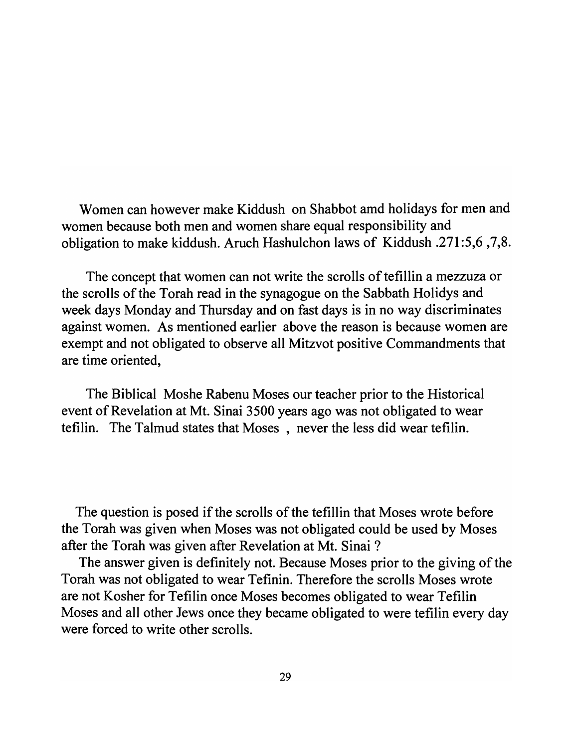Women can however make Kiddush on Shabbot amd holidays for men and women because both men and women share equal responsibility and obligation to make kiddush. Aruch Hashulchon laws of Kiddush .271:5,6 ,7,8.

The concept that women can not write the scrolls of tefillin a mezzuza or the scrolls of the Torah read in the synagogue on the Sabbath Holidys and week days Monday and Thursday and on fast days is in no way discriminates against women. As mentioned earlier above the reason is because women are exempt and not obligated to observe all Mitzvot positive Commandments that are time oriented,

The Biblical Moshe Rabenu Moses our teacher prior to the Historical event of Revelation at Mt. Sinai 3500 years ago was not obligated to wear tefilin. The Talmud states that Moses , never the less did wear tefilin.

The question is posed if the scrolls of the tefillin that Moses wrote before the Torah was given when Moses was not obligated could be used by Moses after the Torah was given after Revelation at Mt. Sinai ?

The answer given is definitely not. Because Moses prior to the giving of the Torah was not obligated to wear Tefinin. Therefore the scrolls Moses wrote are not Kosher for Tefilin once Moses becomes obligated to wear Tefilin Moses and all other Jews once they became obligated to were tefilin every day were forced to write other scrolls.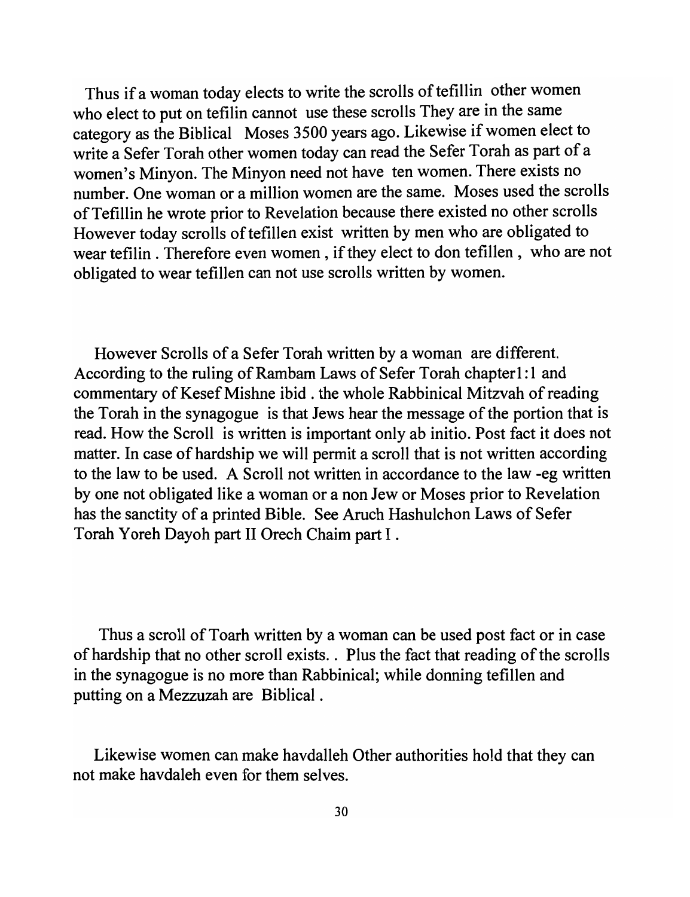Thus if a woman today elects to write the scrolls of tefillin other women who elect to put on tefilin cannot use these scrolls They are in the same category as the Biblical Moses 3500 years ago. Likewise if women elect to write a Sefer Torah other women today can read the Sefer Torah as part of a women's Minyon. The Minyon need not have ten women. There exists no number. One woman or a million women are the same. Moses used the scrolls of Tefillin he wrote prior to Revelation because there existed no other scrolls However today scrolls of tefillen exist written by men who are obligated to wear tefilin . Therefore even women , if they elect to don tefillen , who are not obligated to wear tefillen can not use scrolls written by women.

However Scrolls of a Sefer Torah written by a woman are different. According to the ruling of Rambam Laws of Sefer Torah chapter1:1 and commentary of Kesef Mishne ibid . the whole Rabbinical Mitzvah of reading the Torah in the synagogue is that Jews hear the message of the portion that is read. How the Scroll is written is important only ab initio. Post fact it does not matter. In case of hardship we will permit a scroll that is not written according to the law to be used. A Scroll not written in accordance to the law -eg written by one not obligated like a woman or a non Jew or Moses prior to Revelation has the sanctity of a printed Bible. See Aruch Hashulchon Laws of Sefer Torah Yoreh Dayoh part II Orech Chaim part I .

Thus a scroll of Toarh written by a woman can be used post fact or in case of hardship that no other scroll exists. . Plus the fact that reading of the scrolls in the synagogue is no more than Rabbinical; while donning tefillen and putting on a Mezzuzah are Biblical .

Likewise women can make havdalleh Other authorities hold that they can not make havdaleh even for them selves.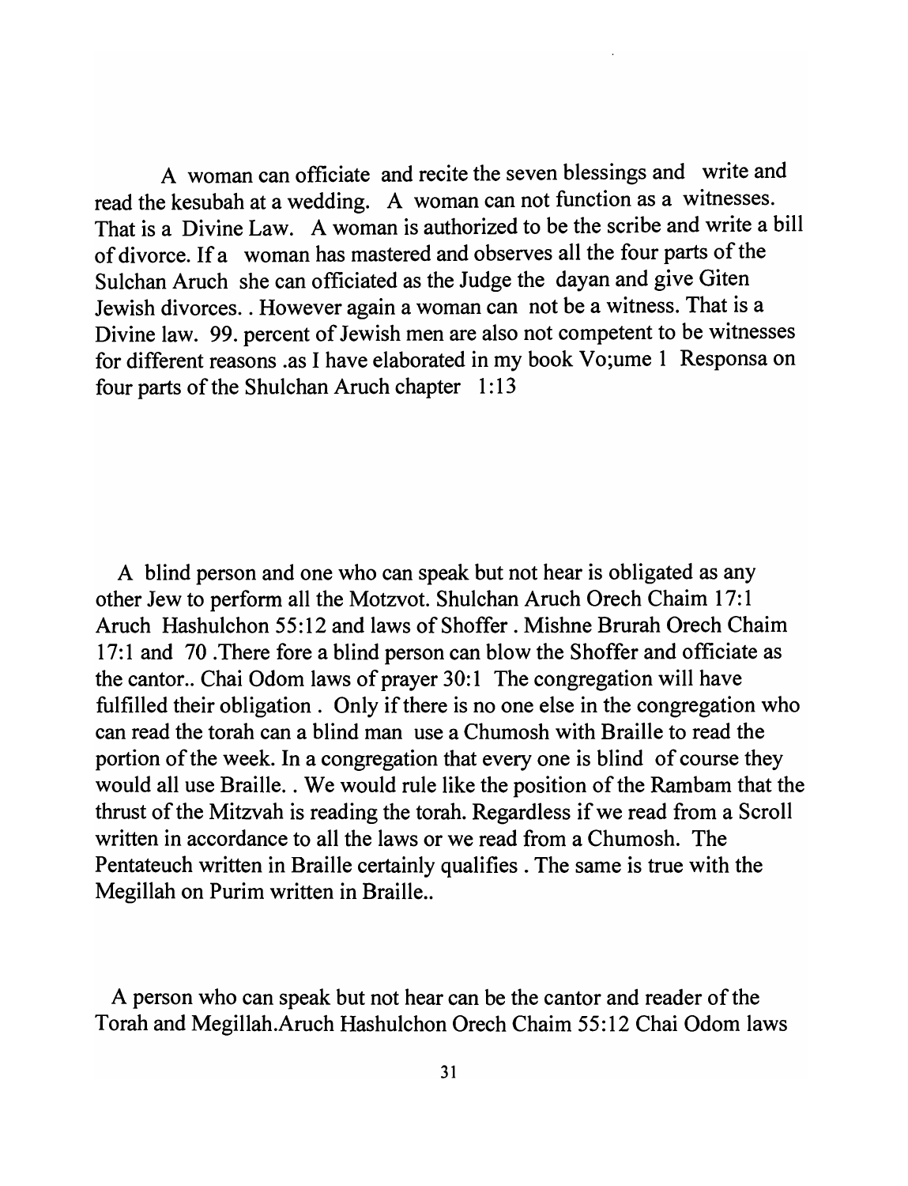A woman can officiate and recite the seven blessings and write and read the kesubah at a wedding. A woman can not function as a witnesses. That is a Divine Law. A woman is authorized to be the scribe and write a bill of divorce. If a woman has mastered and observes all the four parts of the Sulchan Aruch she can officiated as the Judge the dayan and give Giten Jewish divorces. . However again a woman can not be a witness. That is a Divine law. 99. percent of Jewish men are also not competent to be witnesses for different reasons .as I have elaborated in my book Vo;ume 1 Responsa on four parts of the Shulchan Aruch chapter 1:13

A blind person and one who can speak but not hear is obligated as any other Jew to perform all the Motzvot. Shulchan Aruch Orech Chaim 17:1 Aruch Hashulchon 55:12 and laws of Shoffer . Mishne Brurah Orech Chaim 17:1 and 70 .There fore a blind person can blow the Shoffer and officiate as the cantor.. Chai Odom laws of prayer 30:1 The congregation will have fulfilled their obligation . Only if there is no one else in the congregation who can read the torah can a blind man use a Chumosh with Braille to read the portion of the week. In a congregation that every one is blind of course they would all use Braille. . We would rule like the position of the Rambam that the thrust of the Mitzvah is reading the torah. Regardless if we read from a Scroll written in accordance to all the laws or we read from a Chumosh. The Pentateuch written in Braille certainly qualifies . The same is true with the Megillah on Purim written in Braille..

A person who can speak but not hear can be the cantor and reader of the Torah and Megillah.Aruch Hashulchon Orech Chaim 55:12 Chai Odom laws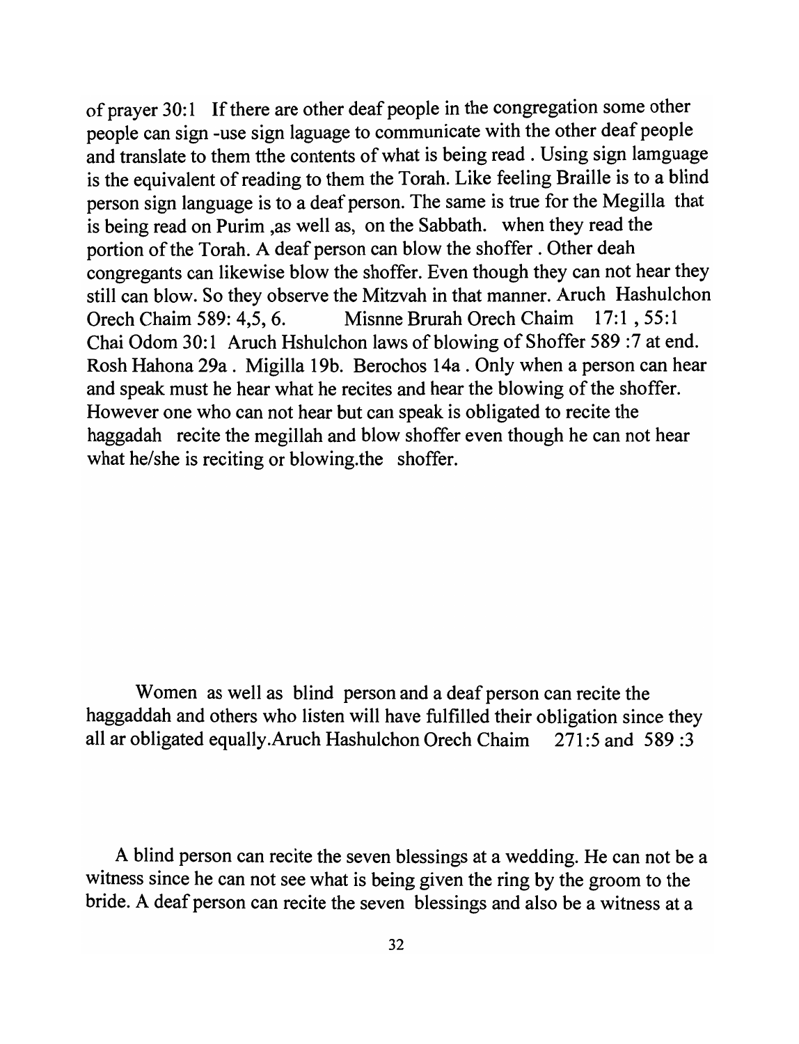of prayer 30:1 If there are other deaf people in the congregation some other people can sign -use sign laguage to communicate with the other deaf people and translate to them tthe contents of what is being read . Using sign lamguage is the equivalent of reading to them the Torah. Like feeling Braille is to a blind person sign language is to a deaf person. The same is true for the Megilla that is being read on Purim ,as well as, on the Sabbath. when they read the portion of the Torah. A deaf person can blow the shoffer . Other deah congregants can likewise blow the shoffer. Even though they can not hear they still can blow. So they observe the Mitzvah in that manner. Aruch Hashulchon Orech Chaim 589: 4,5, 6. Misnne Brurah Orech Chaim 17:1 , 55:1 Chai Odom 30:1 Aruch Hshulchon laws of blowing of Shoffer 589 :7 at end. Rosh Hahona 29a . Migilla 19b. Berochos 14a . Only when a person can hear and speak must he hear what he recites and hear the blowing of the shoffer. However one who can not hear but can speak is obligated to recite the haggadah recite the megillah and blow shoffer even though he can not hear what he/she is reciting or blowing.the shoffer.

Women as well as blind person and a deaf person can recite the haggaddah and others who listen will have fulfilled their obligation since they all ar obligated equally.Aruch Hashulchon Orech Chaim 271:5 and 589 :3

A blind person can recite the seven blessings at a wedding. He can not be a witness since he can not see what is being given the ring by the groom to the bride. A deaf person can recite the seven blessings and also be a witness at a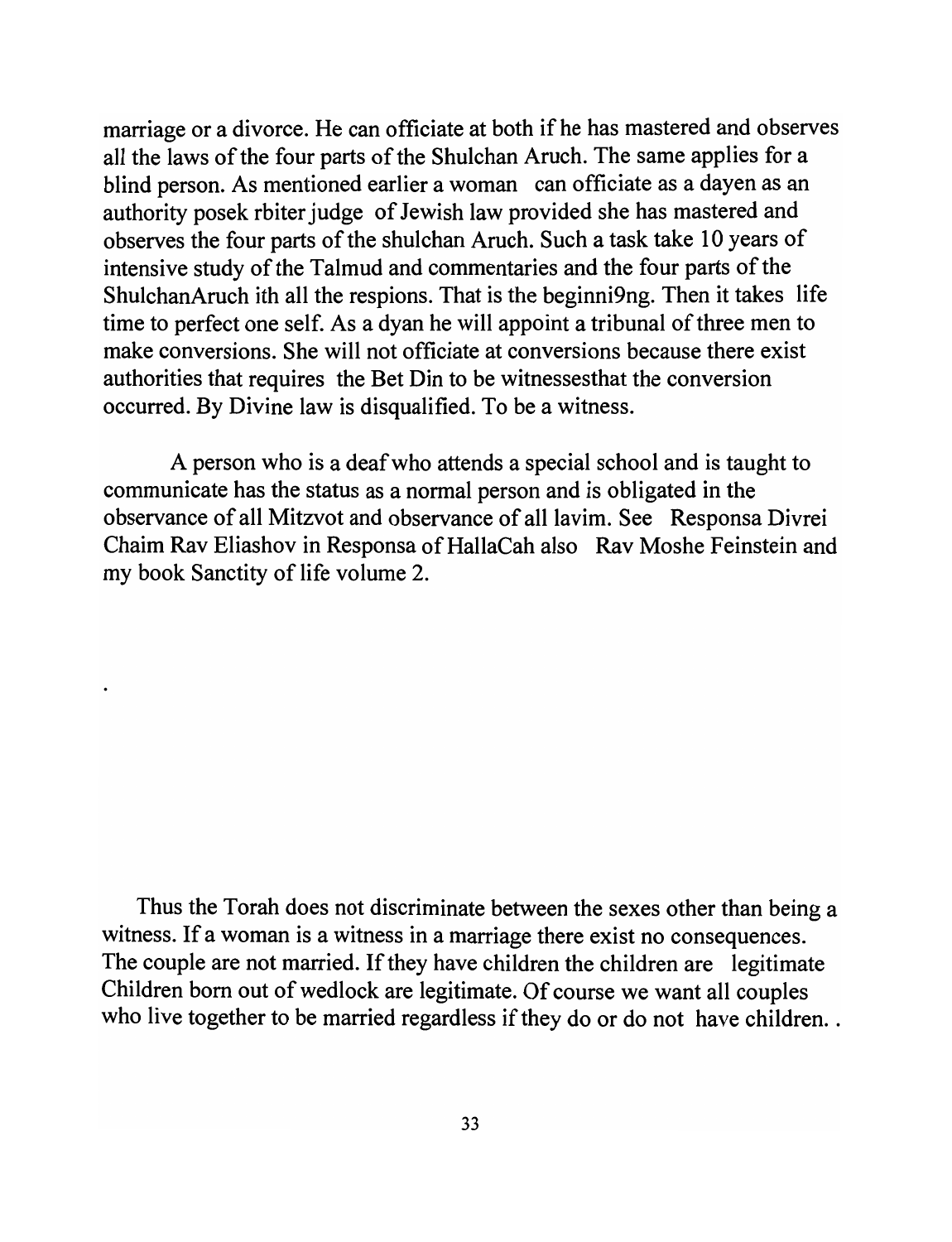marriage or a divorce. He can officiate at both if he has mastered and observes all the laws of the four parts of the Shulchan Aruch. The same applies for a blind person. As mentioned earlier a woman can officiate as a dayen as an authority posek rbiter judge of Jewish law provided she has mastered and observes the four parts of the shulchan Aruch. Such a task take 10 years of intensive study of the Talmud and commentaries and the four parts of the ShulchanAruch ith all the respions. That is the beginni9ng. Then it takes life time to perfect one self. As a dyan he will appoint a tribunal of three men to make conversions. She will not officiate at conversions because there exist authorities that requires the Bet Din to be witnessesthat the conversion occurred. By Divine law is disqualified. To be a witness.

A person who is a deaf who attends a special school and is taught to communicate has the status as a normal person and is obligated in the observance of all Mitzvot and observance of all lavim. See Responsa Divrei Chaim Rav Eliashov in Responsa of HallaCah also Rav Moshe Feinstein and my book Sanctity of life volume 2.

.

Thus the Torah does not discriminate between the sexes other than being a witness. If a woman is a witness in a marriage there exist no consequences. The couple are not married. If they have children the children are legitimate Children born out of wedlock are legitimate. Of course we want all couples who live together to be married regardless if they do or do not have children. .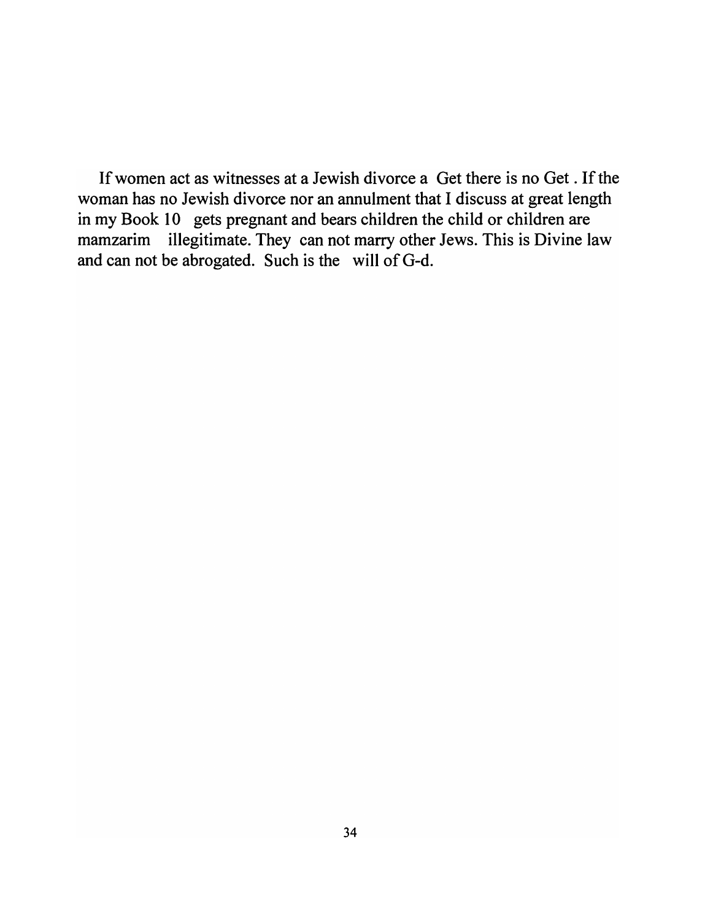If women act as witnesses at a Jewish divorce a Get there is no Get . If the woman has no Jewish divorce nor an annulment that I discuss at great length in my Book 10 gets pregnant and bears children the child or children are mamzarim illegitimate. They can not marry other Jews. This is Divine law and can not be abrogated. Such is the will of G-d.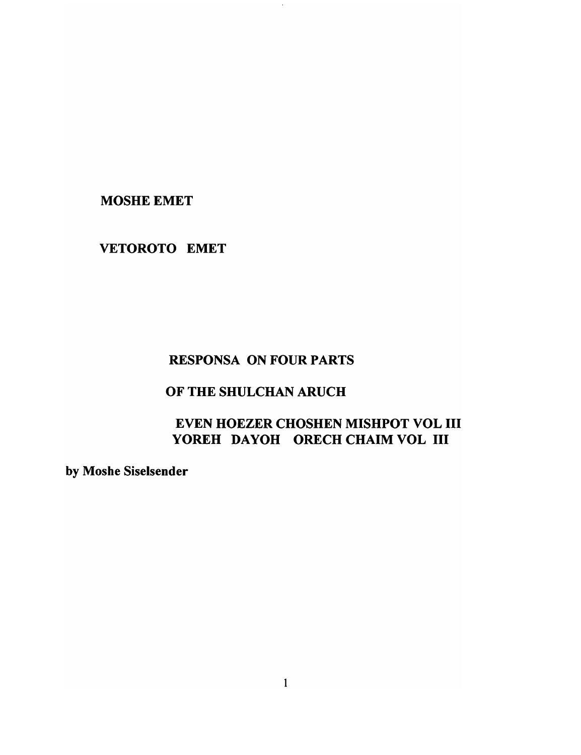**MOSHE EMET**

**VETOROTO EMET**

**RESPONSA ON FOUR PARTS**

**OF THE SHULCHAN ARUCH**

**EVEN HOEZER CHOSHEN MISHPOT VOL III**
**YOREH DAYOH ORECH CHAIM VOL III**

**by Moshe Siselsender**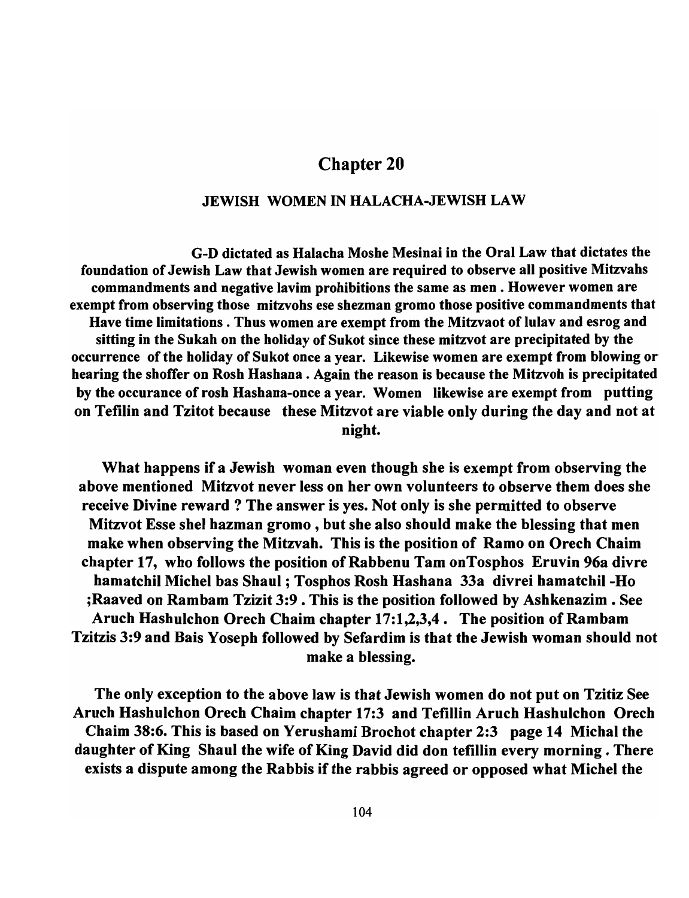# Chapter 20

## JEWISH WOMEN IN HALACHA-JEWISH LAW

**G-D dictated as Halacha Moshe Mesinai in the Oral Law that dictates the foundation of Jewish Law that Jewish women are required to observe all positive Mitzvahs commandments and negative lavim prohibitions the same as men . However women are exempt from observing those mitzvohs ese shezman gromo those positive commandments that Have time limitations . Thus women are exempt from the Mitzvaot of lulav and esrog and sitting in the Sukah on the holiday of Sukot since these mitzvot are precipitated by the occurrence of the holiday of Sukot once a year. Likewise women are exempt from blowing or hearing the shoffer on Rosh Hashana . Again the reason is because the Mitzvoh is precipitated by the occurance of rosh Hashana-once a year. Women likewise are exempt from putting on Tefilin and Tzitot because these Mitzvot are viable only during the day and not at night.**

**What happens if a Jewish woman even though she is exempt from observing the above mentioned Mitzvot never less on her own volunteers to observe them does she receive Divine reward ? The answer is yes. Not only is she permitted to observe Mitzvot Esse shel hazman gromo , but she also should make the blessing that men make when observing the Mitzvah. This is the position of Ramo on Orech Chaim chapter 17, who follows the position of Rabbenu Tam onTosphos Eruvin 96a divre hamatchil Michel bas Shaul ; Tosphos Rosh Hashana 33a divrei hamatchil -Ho ;Raaved on Rambam Tzizit 3:9 . This is the position followed by Ashkenazim . See Aruch Hashulchon Orech Chaim chapter 17:1,2,3,4 . The position of Rambam Tzitzis 3:9 and Bais Yoseph followed by Sefardim is that the Jewish woman should not make a blessing.**

**The only exception to the above law is that Jewish women do not put on Tzitiz See Aruch Hashulchon Orech Chaim chapter 17:3 and Tefillin Aruch Hashulchon Orech Chaim 38:6. This is based on Yerushami Brochot chapter 2:3 page 14 Michal the daughter of King Shaul the wife of King David did don tefillin every morning . There exists a dispute among the Rabbis if the rabbis agreed or opposed what Michel the**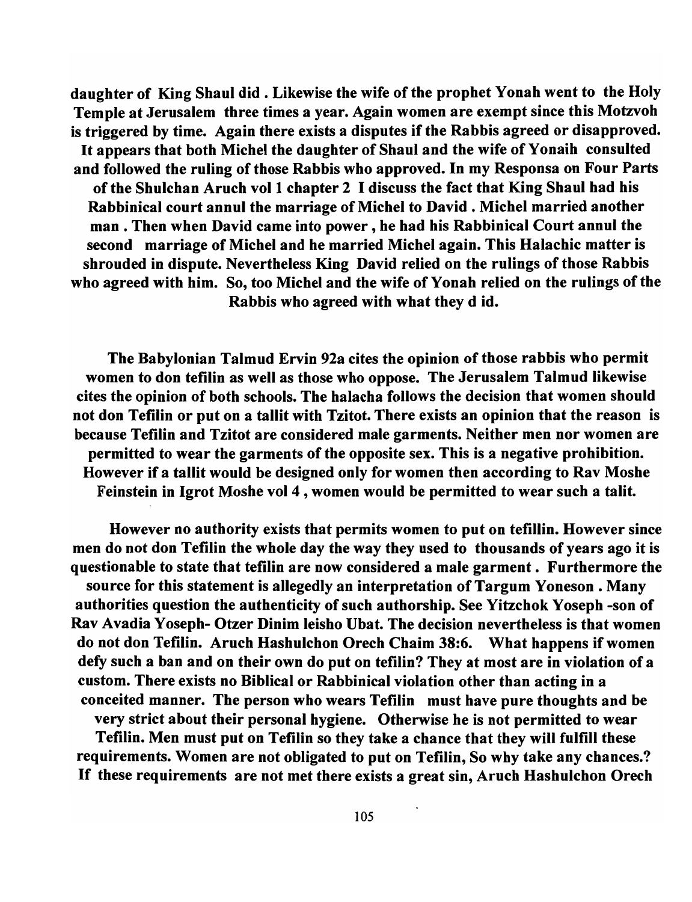**daughter of King Shaul did . Likewise the wife of the prophet Yonah went to the Holy Temple at Jerusalem three times a year. Again women are exempt since this Motzvoh is triggered by time. Again there exists a disputes if the Rabbis agreed or disapproved. It appears that both Michel the daughter of Shaul and the wife of Yonaih consulted and followed the ruling of those Rabbis who approved. In my Responsa on Four Parts of the Shulchan Aruch vol 1 chapter 2 I discuss the fact that King Shaul had his Rabbinical court annul the marriage of Michel to David . Michel married another man . Then when David came into power , he had his Rabbinical Court annul the second marriage of Michel and he married Michel again. This Halachic matter is shrouded in dispute. Nevertheless King David relied on the rulings of those Rabbis who agreed with him. So, too Michel and the wife of Yonah relied on the rulings of the Rabbis who agreed with what they d id.**

**The Babylonian Talmud Ervin 92a cites the opinion of those rabbis who permit women to don tefilin as well as those who oppose. The Jerusalem Talmud likewise cites the opinion of both schools. The halacha follows the decision that women should not don Tefilin or put on a tallit with Tzitot. There exists an opinion that the reason is because Tefilin and Tzitot are considered male garments. Neither men nor women are permitted to wear the garments of the opposite sex. This is a negative prohibition. However if a tallit would be designed only for women then according to Rav Moshe Feinstein in Igrot Moshe vol 4 , women would be permitted to wear such a talit.**

**However no authority exists that permits women to put on tefillin. However since men do not don Tefilin the whole day the way they used to thousands of years ago it is questionable to state that tefilin are now considered a male garment . Furthermore the source for this statement is allegedly an interpretation of Targum Yoneson . Many authorities question the authenticity of such authorship. See Yitzchok Yoseph -son of Rav Avadia Yoseph- Otzer Dinim leisho Ubat. The decision nevertheless is that women do not don Tefilin. Aruch Hashulchon Orech Chaim 38:6. What happens if women defy such a ban and on their own do put on tefilin? They at most are in violation of a custom. There exists no Biblical or Rabbinical violation other than acting in a conceited manner. The person who wears Tefilin must have pure thoughts and be very strict about their personal hygiene. Otherwise he is not permitted to wear Tefilin. Men must put on Tefilin so they take a chance that they will fulfill these requirements. Women are not obligated to put on Tefilin, So why take any chances.? If these requirements are not met there exists a great sin, Aruch Hashulchon Orech**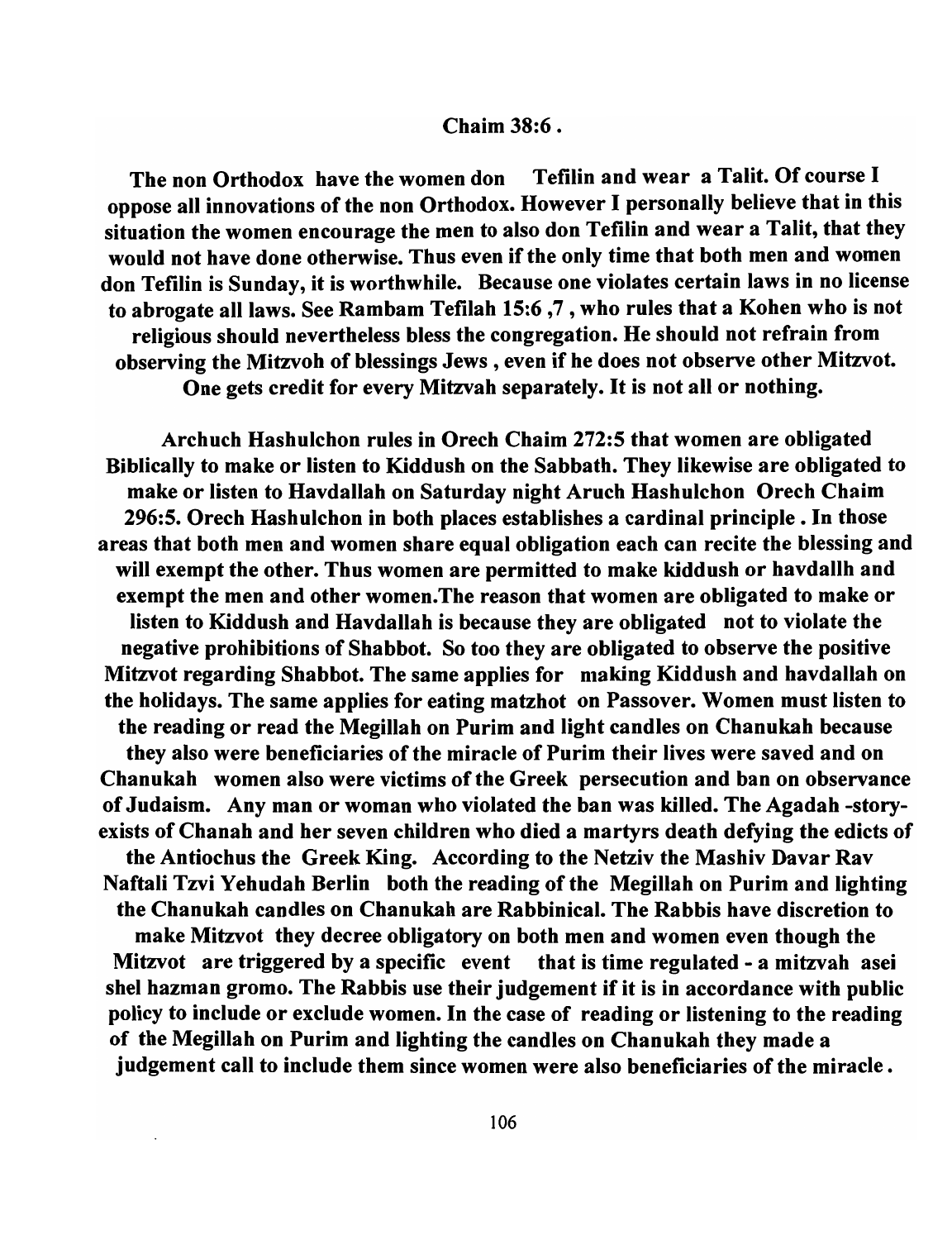**Chaim 38:6 .**

**The non Orthodox have the women don Tefilin and wear a Talit. Of course I oppose all innovations of the non Orthodox. However I personally believe that in this situation the women encourage the men to also don Tefilin and wear a Talit, that they would not have done otherwise. Thus even if the only time that both men and women don Tefilin is Sunday, it is worthwhile. Because one violates certain laws in no license to abrogate all laws. See Rambam Tefilah 15:6 ,7 , who rules that a Kohen who is not religious should nevertheless bless the congregation. He should not refrain from observing the Mitzvoh of blessings Jews , even if he does not observe other Mitzvot. One gets credit for every Mitzvah separately. It is not all or nothing.**

**Archuch Hashulchon rules in Orech Chaim 272:5 that women are obligated Biblically to make or listen to Kiddush on the Sabbath. They likewise are obligated to make or listen to Havdallah on Saturday night Aruch Hashulchon Orech Chaim 296:5. Orech Hashulchon in both places establishes a cardinal principle . In those areas that both men and women share equal obligation each can recite the blessing and will exempt the other. Thus women are permitted to make kiddush or havdallh and exempt the men and other women.The reason that women are obligated to make or listen to Kiddush and Havdallah is because they are obligated not to violate the negative prohibitions of Shabbot. So too they are obligated to observe the positive Mitzvot regarding Shabbot. The same applies for making Kiddush and havdallah on the holidays. The same applies for eating matzhot on Passover. Women must listen to the reading or read the Megillah on Purim and light candles on Chanukah because they also were beneficiaries of the miracle of Purim their lives were saved and on Chanukah women also were victims of the Greek persecution and ban on observance of Judaism. Any man or woman who violated the ban was killed. The Agadah -story- exists of Chanah and her seven children who died a martyrs death defying the edicts of the Antiochus the Greek King. According to the Netziv the Mashiv Davar Rav Naftali Tzvi Yehudah Berlin both the reading of the Megillah on Purim and lighting the Chanukah candles on Chanukah are Rabbinical. The Rabbis have discretion to make Mitzvot they decree obligatory on both men and women even though the Mitzvot are triggered by a specific event that is time regulated - a mitzvah asei shel hazman gromo. The Rabbis use their judgement if it is in accordance with public policy to include or exclude women. In the case of reading or listening to the reading of the Megillah on Purim and lighting the candles on Chanukah they made a judgement call to include them since women were also beneficiaries of the miracle .**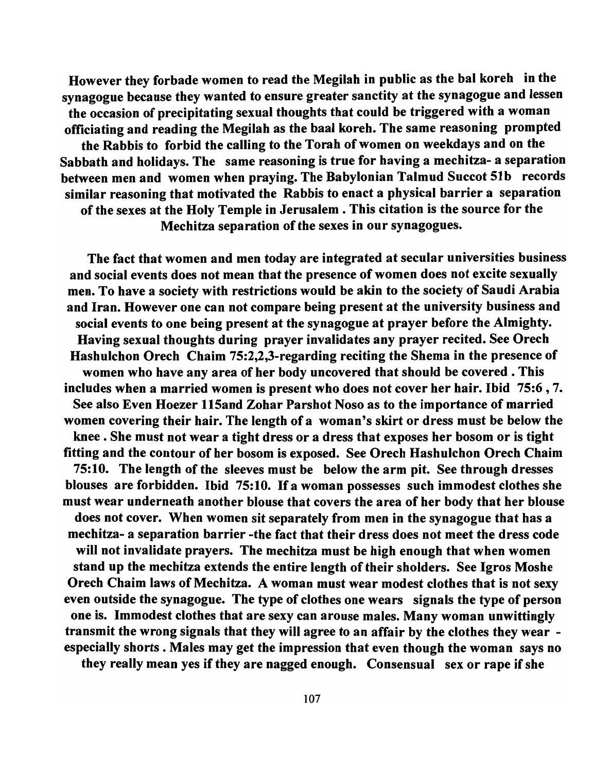However they forbade women to read the Megilah in public as the bal koreh in the synagogue because they wanted to ensure greater sanctity at the synagogue and lessen the occasion of precipitating sexual thoughts that could be triggered with a woman officiating and reading the Megilah as the baal koreh. The same reasoning prompted the Rabbis to forbid the calling to the Torah of women on weekdays and on the Sabbath and holidays. The same reasoning is true for having a mechitza- a separation between men and women when praying. The Babylonian Talmud Succot 51b records similar reasoning that motivated the Rabbis to enact a physical barrier a separation of the sexes at the Holy Temple in Jerusalem . This citation is the source for the Mechitza separation of the sexes in our synagogues.

The fact that women and men today are integrated at secular universities business and social events does not mean that the presence of women does not excite sexually men. To have a society with restrictions would be akin to the society of Saudi Arabia and Iran. However one can not compare being present at the university business and social events to one being present at the synagogue at prayer before the Almighty. Having sexual thoughts during prayer invalidates any prayer recited. See Orech Hashulchon Orech Chaim 75:2,2,3-regarding reciting the Shema in the presence of women who have any area of her body uncovered that should be covered . This includes when a married women is present who does not cover her hair. Ibid 75:6 , 7. See also Even Hoezer 115and Zohar Parshot Noso as to the importance of married women covering their hair. The length of a woman's skirt or dress must be below the knee . She must not wear a tight dress or a dress that exposes her bosom or is tight fitting and the contour of her bosom is exposed. See Orech Hashulchon Orech Chaim 75:10. The length of the sleeves must be below the arm pit. See through dresses blouses are forbidden. Ibid 75:10. If a woman possesses such immodest clothes she must wear underneath another blouse that covers the area of her body that her blouse does not cover. When women sit separately from men in the synagogue that has a mechitza- a separation barrier -the fact that their dress does not meet the dress code will not invalidate prayers. The mechitza must be high enough that when women stand up the mechitza extends the entire length of their sholders. See Igros Moshe Orech Chaim laws of Mechitza. A woman must wear modest clothes that is not sexy even outside the synagogue. The type of clothes one wears signals the type of person one is. Immodest clothes that are sexy can arouse males. Many woman unwittingly transmit the wrong signals that they will agree to an affair by the clothes they wear - especially shorts . Males may get the impression that even though the woman says no they really mean yes if they are nagged enough. Consensual sex or rape if she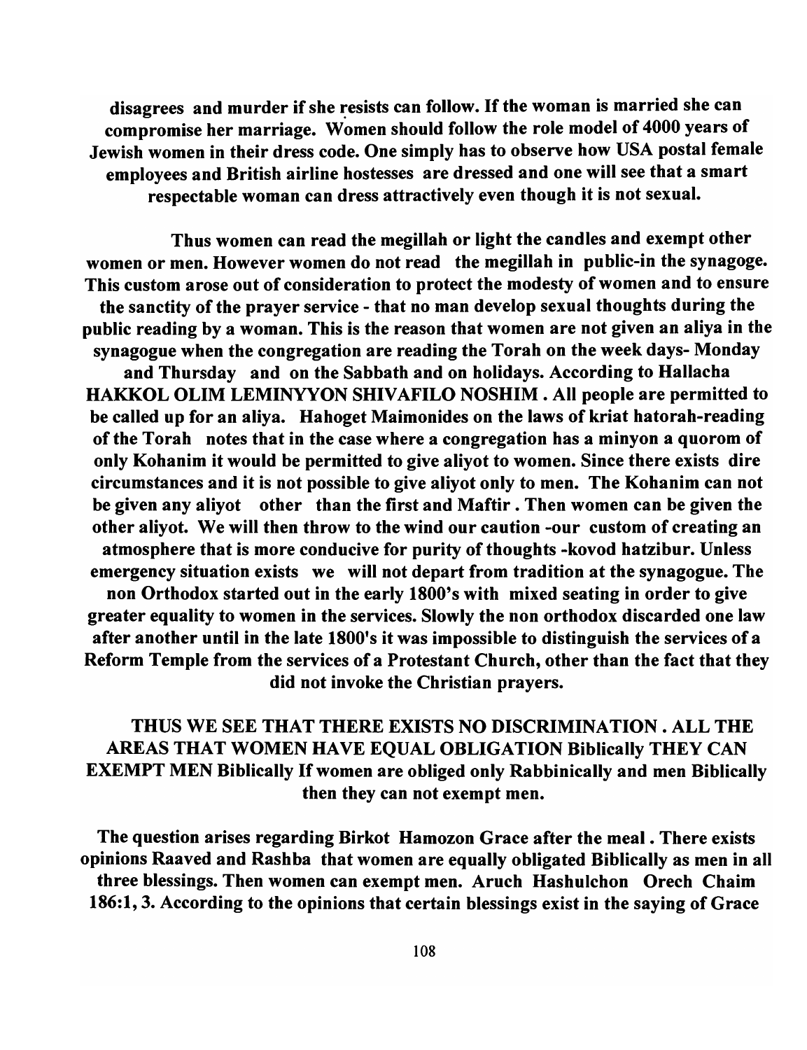**disagrees and murder if she resists can follow. If the woman is married she can compromise her marriage. Women should follow the role model of 4000 years of Jewish women in their dress code. One simply has to observe how USA postal female employees and British airline hostesses are dressed and one will see that a smart respectable woman can dress attractively even though it is not sexual.**

**Thus women can read the megillah or light the candles and exempt other women or men. However women do not read the megillah in public-in the synagoge. This custom arose out of consideration to protect the modesty of women and to ensure the sanctity of the prayer service - that no man develop sexual thoughts during the public reading by a woman. This is the reason that women are not given an aliya in the synagogue when the congregation are reading the Torah on the week days- Monday and Thursday and on the Sabbath and on holidays. According to Hallacha HAKKOL OLIM LEMINYYON SHIVAFILO NOSHIM . All people are permitted to be called up for an aliya. Hahoget Maimonides on the laws of kriat hatorah-reading of the Torah notes that in the case where a congregation has a minyon a quorom of only Kohanim it would be permitted to give aliyot to women. Since there exists dire circumstances and it is not possible to give aliyot only to men. The Kohanim can not be given any aliyot other than the first and Maftir . Then women can be given the other aliyot. We will then throw to the wind our caution -our custom of creating an atmosphere that is more conducive for purity of thoughts -kovod hatzibur. Unless emergency situation exists we will not depart from tradition at the synagogue. The non Orthodox started out in the early 1800's with mixed seating in order to give greater equality to women in the services. Slowly the non orthodox discarded one law after another until in the late 1800's it was impossible to distinguish the services of a Reform Temple from the services of a Protestant Church, other than the fact that they did not invoke the Christian prayers.**

**THUS WE SEE THAT THERE EXISTS NO DISCRIMINATION . ALL THE AREAS THAT WOMEN HAVE EQUAL OBLIGATION Biblically THEY CAN EXEMPT MEN Biblically If women are obliged only Rabbinically and men Biblically then they can not exempt men.**

**The question arises regarding Birkot Hamozon Grace after the meal . There exists opinions Raaved and Rashba that women are equally obligated Biblically as men in all three blessings. Then women can exempt men. Aruch Hashulchon Orech Chaim 186:1, 3. According to the opinions that certain blessings exist in the saying of Grace**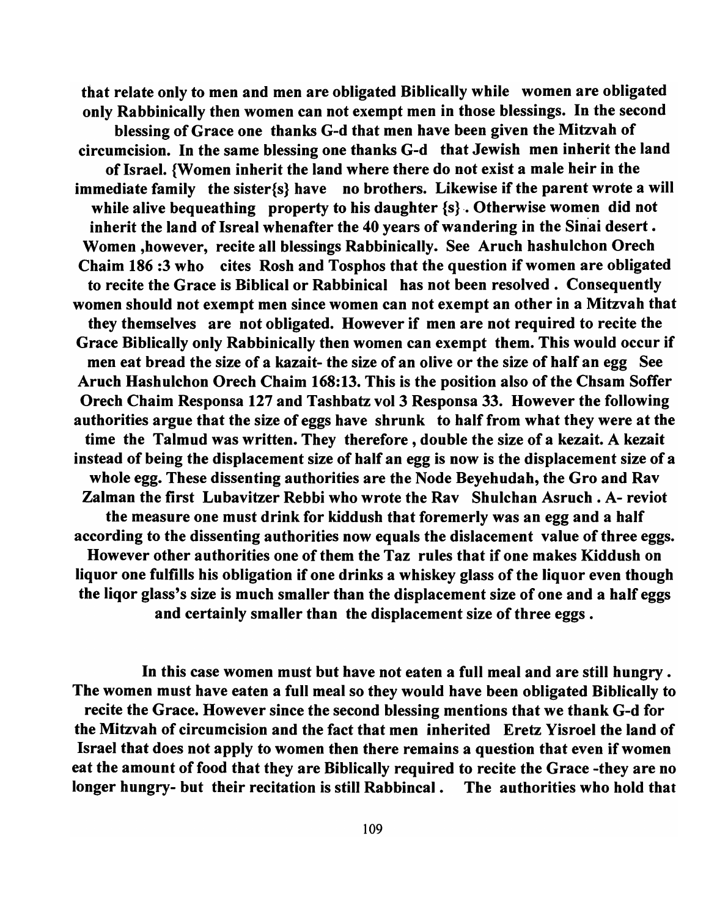**that relate only to men and men are obligated Biblically while women are obligated only Rabbinically then women can not exempt men in those blessings. In the second blessing of Grace one thanks G-d that men have been given the Mitzvah of circumcision. In the same blessing one thanks G-d that Jewish men inherit the land of Israel. {Women inherit the land where there do not exist a male heir in the immediate family the sister{s} have no brothers. Likewise if the parent wrote a will while alive bequeathing property to his daughter {s}. Otherwise women did not inherit the land of Isreal whenafter the 40 years of wandering in the Sinai desert. Women ,however, recite all blessings Rabbinically. See Aruch hashulchon Orech Chaim 186 :3 who cites Rosh and Tosphos that the question if women are obligated to recite the Grace is Biblical or Rabbinical has not been resolved . Consequently women should not exempt men since women can not exempt an other in a Mitzvah that they themselves are not obligated. However if men are not required to recite the Grace Biblically only Rabbinically then women can exempt them. This would occur if men eat bread the size of a kazait- the size of an olive or the size of half an egg See Aruch Hashulchon Orech Chaim 168:13. This is the position also of the Chsam Soffer Orech Chaim Responsa 127 and Tashbatz vol 3 Responsa 33. However the following authorities argue that the size of eggs have shrunk to half from what they were at the time the Talmud was written. They therefore , double the size of a kezait. A kezait instead of being the displacement size of half an egg is now is the displacement size of a whole egg. These dissenting authorities are the Node Beyehudah, the Gro and Rav Zalman the first Lubavitzer Rebbi who wrote the Rav Shulchan Asruch . A- reviot the measure one must drink for kiddush that foremerly was an egg and a half according to the dissenting authorities now equals the dislacement value of three eggs. However other authorities one of them the Taz rules that if one makes Kiddush on liquor one fulfills his obligation if one drinks a whiskey glass of the liquor even though the liqor glass's size is much smaller than the displacement size of one and a half eggs and certainly smaller than the displacement size of three eggs .**

**In this case women must but have not eaten a full meal and are still hungry . The women must have eaten a full meal so they would have been obligated Biblically to recite the Grace. However since the second blessing mentions that we thank G-d for the Mitzvah of circumcision and the fact that men inherited Eretz Yisroel the land of Israel that does not apply to women then there remains a question that even if women eat the amount of food that they are Biblically required to recite the Grace -they are no longer hungry- but their recitation is still Rabbincal . The authorities who hold that**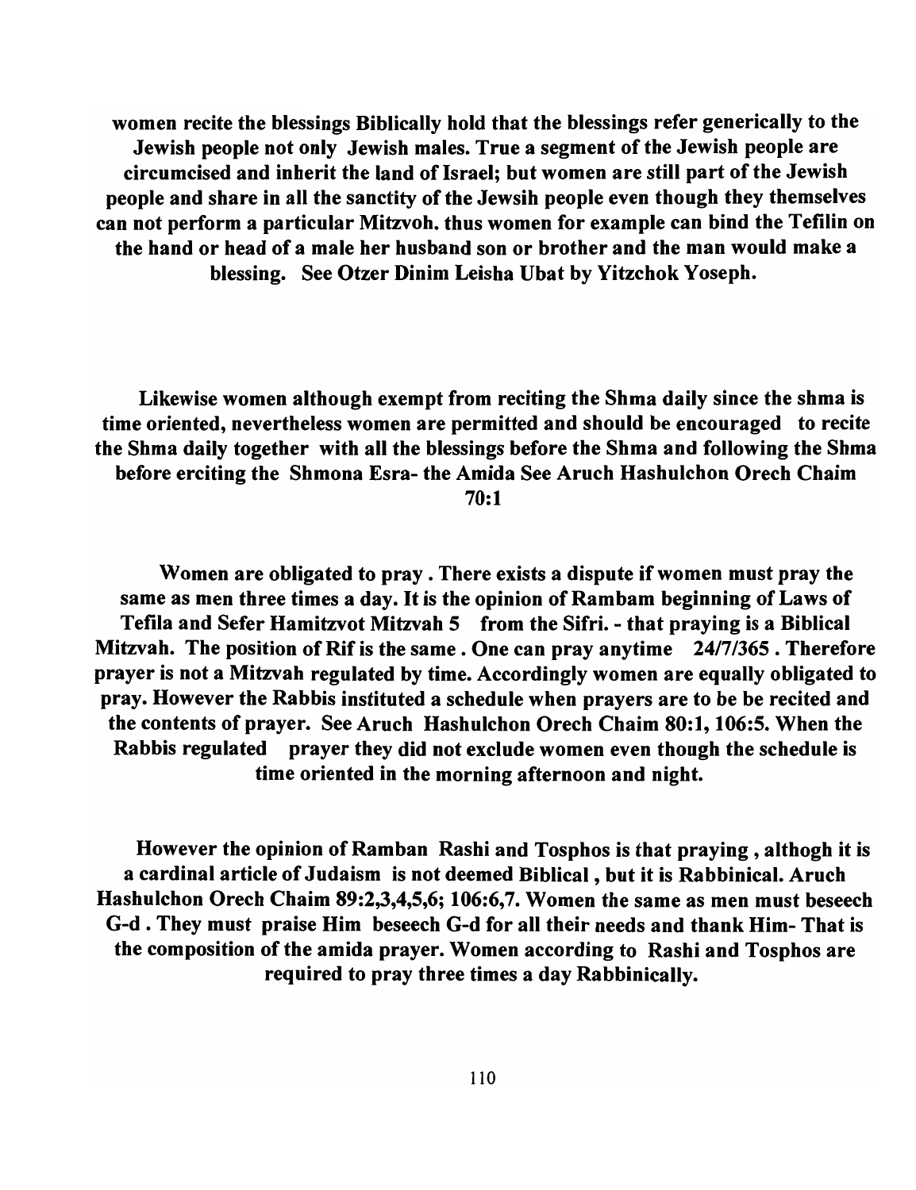**women recite the blessings Biblically hold that the blessings refer generically to the Jewish people not only Jewish males. True a segment of the Jewish people are circumcised and inherit the land of Israel; but women are still part of the Jewish people and share in all the sanctity of the Jewsih people even though they themselves can not perform a particular Mitzvoh. thus women for example can bind the Tefilin on the hand or head of a male her husband son or brother and the man would make a blessing. See Otzer Dinim Leisha Ubat by Yitzchok Yoseph.**

**Likewise women although exempt from reciting the Shma daily since the shma is time oriented, nevertheless women are permitted and should be encouraged to recite the Shma daily together with all the blessings before the Shma and following the Shma before erciting the Shmona Esra- the Amida See Aruch Hashulchon Orech Chaim 70:1**

**Women are obligated to pray . There exists a dispute if women must pray the same as men three times a day. It is the opinion of Rambam beginning of Laws of Tefila and Sefer Hamitzvot Mitzvah 5 from the Sifri. - that praying is a Biblical Mitzvah. The position of Rif is the same . One can pray anytime 24/7/365 . Therefore prayer is not a Mitzvah regulated by time. Accordingly women are equally obligated to pray. However the Rabbis instituted a schedule when prayers are to be be recited and the contents of prayer. See Aruch Hashulchon Orech Chaim 80:1, 106:5. When the Rabbis regulated prayer they did not exclude women even though the schedule is time oriented in the morning afternoon and night.**

**However the opinion of Ramban Rashi and Tosphos is that praying , althogh it is a cardinal article of Judaism is not deemed Biblical , but it is Rabbinical. Aruch Hashulchon Orech Chaim 89:2,3,4,5,6; 106:6,7. Women the same as men must beseech G-d . They must praise Him beseech G-d for all their needs and thank Him- That is the composition of the amida prayer. Women according to Rashi and Tosphos are required to pray three times a day Rabbinically.**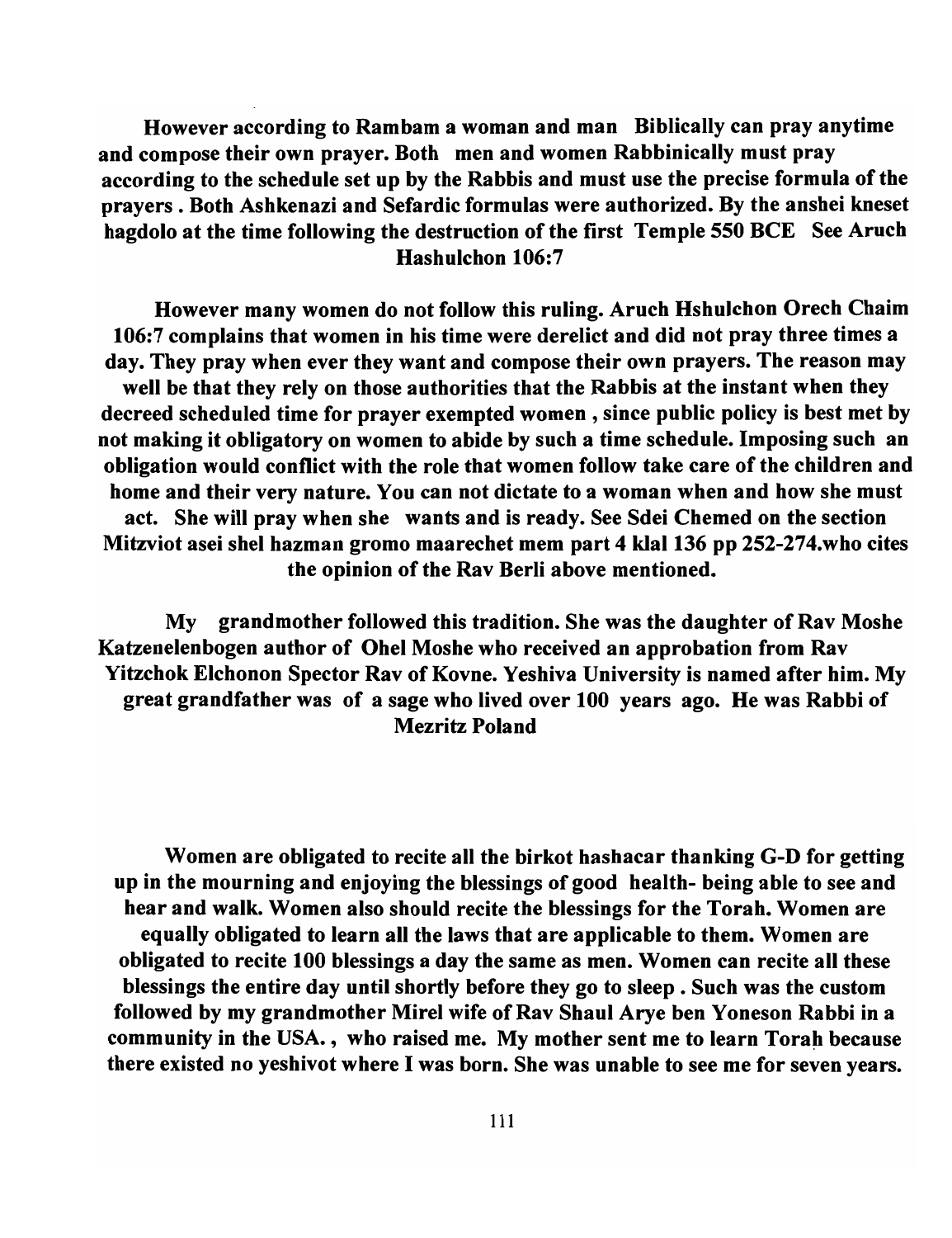**However according to Rambam a woman and man Biblically can pray anytime and compose their own prayer. Both men and women Rabbinically must pray according to the schedule set up by the Rabbis and must use the precise formula of the prayers . Both Ashkenazi and Sefardic formulas were authorized. By the anshei kneset hagdolo at the time following the destruction of the first Temple 550 BCE See Aruch Hashulchon 106:7**

**However many women do not follow this ruling. Aruch Hshulchon Orech Chaim 106:7 complains that women in his time were derelict and did not pray three times a day. They pray when ever they want and compose their own prayers. The reason may well be that they rely on those authorities that the Rabbis at the instant when they decreed scheduled time for prayer exempted women , since public policy is best met by not making it obligatory on women to abide by such a time schedule. Imposing such an obligation would conflict with the role that women follow take care of the children and home and their very nature. You can not dictate to a woman when and how she must act. She will pray when she wants and is ready. See Sdei Chemed on the section Mitzviot asei shel hazman gromo maarechet mem part 4 klal 136 pp 252-274.who cites the opinion of the Rav Berli above mentioned.**

**My grandmother followed this tradition. She was the daughter of Rav Moshe Katzenelenbogen author of Ohel Moshe who received an approbation from Rav Yitzchok Elchonon Spector Rav of Kovne. Yeshiva University is named after him. My great grandfather was of a sage who lived over 100 years ago. He was Rabbi of Mezritz Poland**

**Women are obligated to recite all the birkot hashacar thanking G-D for getting up in the mourning and enjoying the blessings of good health- being able to see and hear and walk. Women also should recite the blessings for the Torah. Women are equally obligated to learn all the laws that are applicable to them. Women are obligated to recite 100 blessings a day the same as men. Women can recite all these blessings the entire day until shortly before they go to sleep . Such was the custom followed by my grandmother Mirel wife of Rav Shaul Arye ben Yoneson Rabbi in a community in the USA. , who raised me. My mother sent me to learn Toraḥ because there existed no yeshivot where I was born. She was unable to see me for seven years.**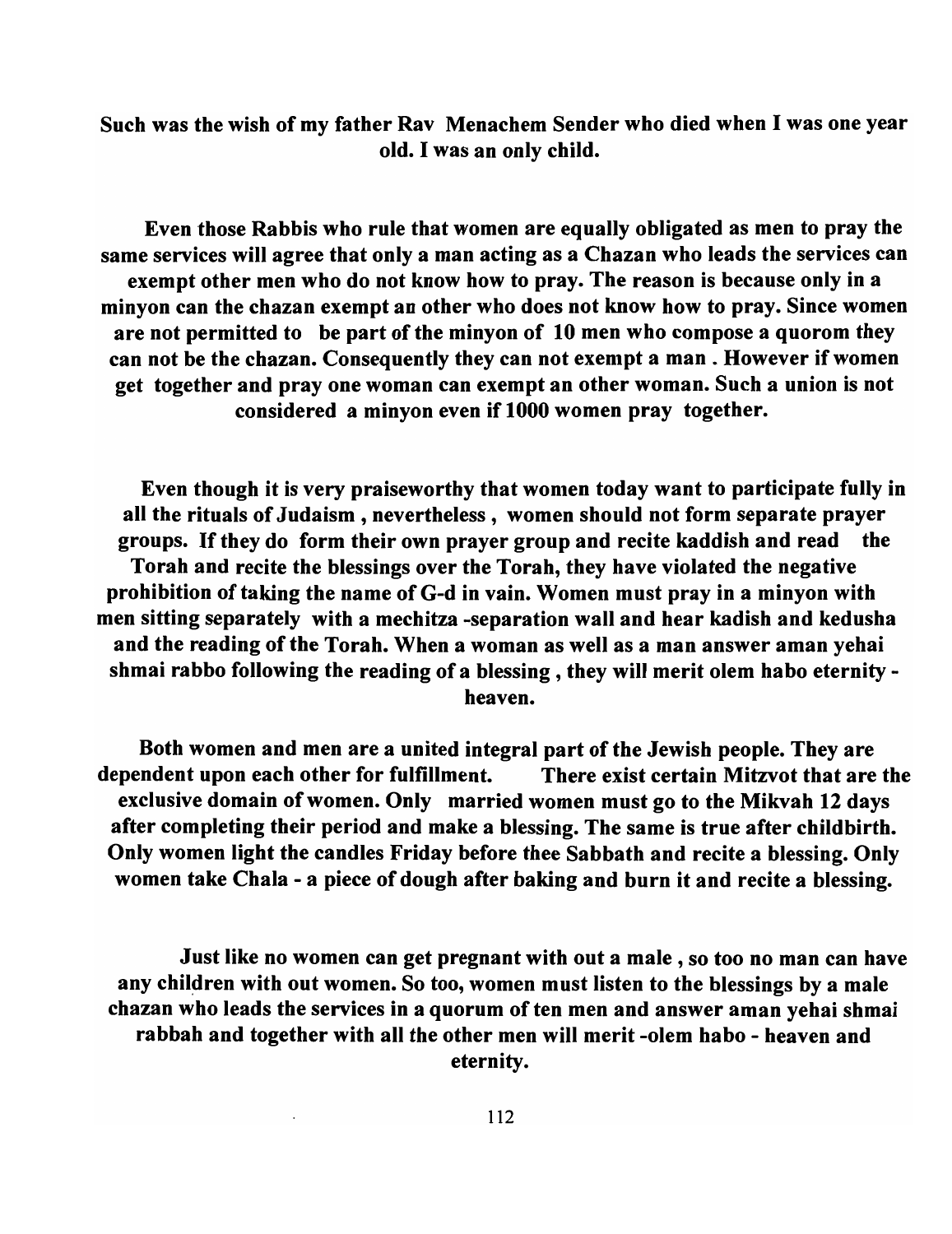**Such was the wish of my father Rav Menachem Sender who died when I was one year old. I was an only child.**

**Even those Rabbis who rule that women are equally obligated as men to pray the same services will agree that only a man acting as a Chazan who leads the services can exempt other men who do not know how to pray. The reason is because only in a minyon can the chazan exempt an other who does not know how to pray. Since women are not permitted to be part of the minyon of 10 men who compose a quorom they can not be the chazan. Consequently they can not exempt a man . However if women get together and pray one woman can exempt an other woman. Such a union is not considered a minyon even if 1000 women pray together.**

**Even though it is very praiseworthy that women today want to participate fully in all the rituals of Judaism , nevertheless , women should not form separate prayer groups. If they do form their own prayer group and recite kaddish and read the Torah and recite the blessings over the Torah, they have violated the negative prohibition of taking the name of G-d in vain. Women must pray in a minyon with men sitting separately with a mechitza -separation wall and hear kadish and kedusha and the reading of the Torah. When a woman as well as a man answer aman yehai shmai rabbo following the reading of a blessing , they will merit olem habo eternity - heaven.**

**Both women and men are a united integral part of the Jewish people. They are dependent upon each other for fulfillment. There exist certain Mitzvot that are the exclusive domain of women. Only married women must go to the Mikvah 12 days after completing their period and make a blessing. The same is true after childbirth. Only women light the candles Friday before thee Sabbath and recite a blessing. Only women take Chala - a piece of dough after baking and burn it and recite a blessing.**

**Just like no women can get pregnant with out a male , so too no man can have any children with out women. So too, women must listen to the blessings by a male chazan who leads the services in a quorum of ten men and answer aman yehai shmai rabbah and together with all the other men will merit -olem habo - heaven and eternity.**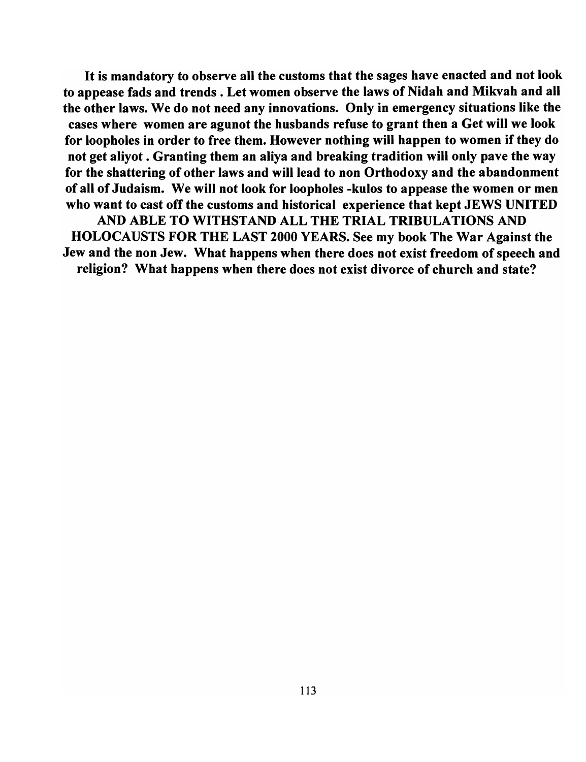**It is mandatory to observe all the customs that the sages have enacted and not look to appease fads and trends . Let women observe the laws of Nidah and Mikvah and all the other laws. We do not need any innovations. Only in emergency situations like the cases where women are agunot the husbands refuse to grant then a Get will we look for loopholes in order to free them. However nothing will happen to women if they do not get aliyot . Granting them an aliya and breaking tradition will only pave the way for the shattering of other laws and will lead to non Orthodoxy and the abandonment of all of Judaism. We will not look for loopholes -kulos to appease the women or men who want to cast off the customs and historical experience that kept JEWS UNITED AND ABLE TO WITHSTAND ALL THE TRIAL TRIBULATIONS AND HOLOCAUSTS FOR THE LAST 2000 YEARS. See my book The War Against the Jew and the non Jew. What happens when there does not exist freedom of speech and religion? What happens when there does not exist divorce of church and state?**